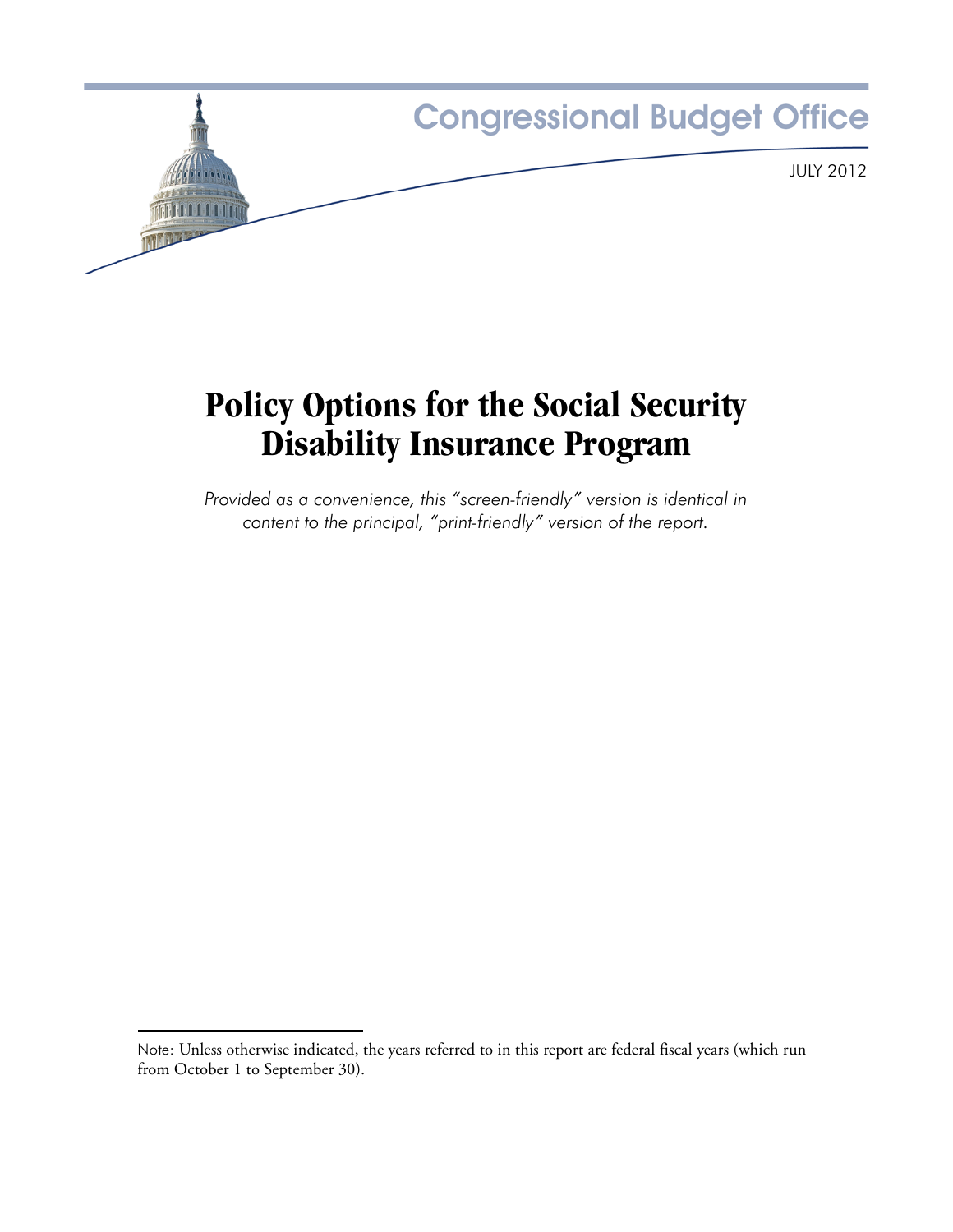Congressional Budget Office

JULY 2012

# Policy Options for the Social Security Disability Insurance Program

*Provided as a convenience, this "screen-friendly" version is identical in content to the principal, "print-friendly" version of the report.*

Note: Unless otherwise indicated, the years referred to in this report are federal fiscal years (which run from October 1 to September 30).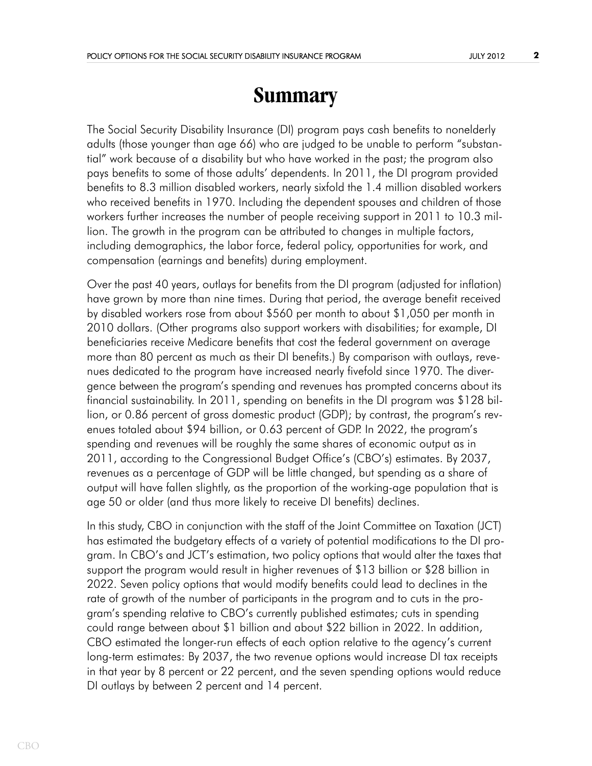# Summary

The Social Security Disability Insurance (DI) program pays cash benefits to nonelderly adults (those younger than age 66) who are judged to be unable to perform "substantial" work because of a disability but who have worked in the past; the program also pays benefits to some of those adults' dependents. In 2011, the DI program provided benefits to 8.3 million disabled workers, nearly sixfold the 1.4 million disabled workers who received benefits in 1970. Including the dependent spouses and children of those workers further increases the number of people receiving support in 2011 to 10.3 million. The growth in the program can be attributed to changes in multiple factors, including demographics, the labor force, federal policy, opportunities for work, and compensation (earnings and benefits) during employment.

Over the past 40 years, outlays for benefits from the DI program (adjusted for inflation) have grown by more than nine times. During that period, the average benefit received by disabled workers rose from about $560 per month to about $1,050 per month in 2010 dollars. (Other programs also support workers with disabilities; for example, DI beneficiaries receive Medicare benefits that cost the federal government on average more than 80 percent as much as their DI benefits.) By comparison with outlays, revenues dedicated to the program have increased nearly fivefold since 1970. The divergence between the program's spending and revenues has prompted concerns about its financial sustainability. In 2011, spending on benefits in the DI program was $128 billion, or 0.86 percent of gross domestic product (GDP); by contrast, the program's revenues totaled about $94 billion, or 0.63 percent of GDP. In 2022, the program's spending and revenues will be roughly the same shares of economic output as in 2011, according to the Congressional Budget Office's (CBO's) estimates. By 2037, revenues as a percentage of GDP will be little changed, but spending as a share of output will have fallen slightly, as the proportion of the working-age population that is age 50 or older (and thus more likely to receive DI benefits) declines.

In this study, CBO in conjunction with the staff of the Joint Committee on Taxation (JCT) has estimated the budgetary effects of a variety of potential modifications to the DI program. In CBO's and JCT's estimation, two policy options that would alter the taxes that support the program would result in higher revenues of $13 billion or $28 billion in 2022. Seven policy options that would modify benefits could lead to declines in the rate of growth of the number of participants in the program and to cuts in the program's spending relative to CBO's currently published estimates; cuts in spending could range between about $1 billion and about $22 billion in 2022. In addition, CBO estimated the longer-run effects of each option relative to the agency's current long-term estimates: By 2037, the two revenue options would increase DI tax receipts in that year by 8 percent or 22 percent, and the seven spending options would reduce DI outlays by between 2 percent and 14 percent.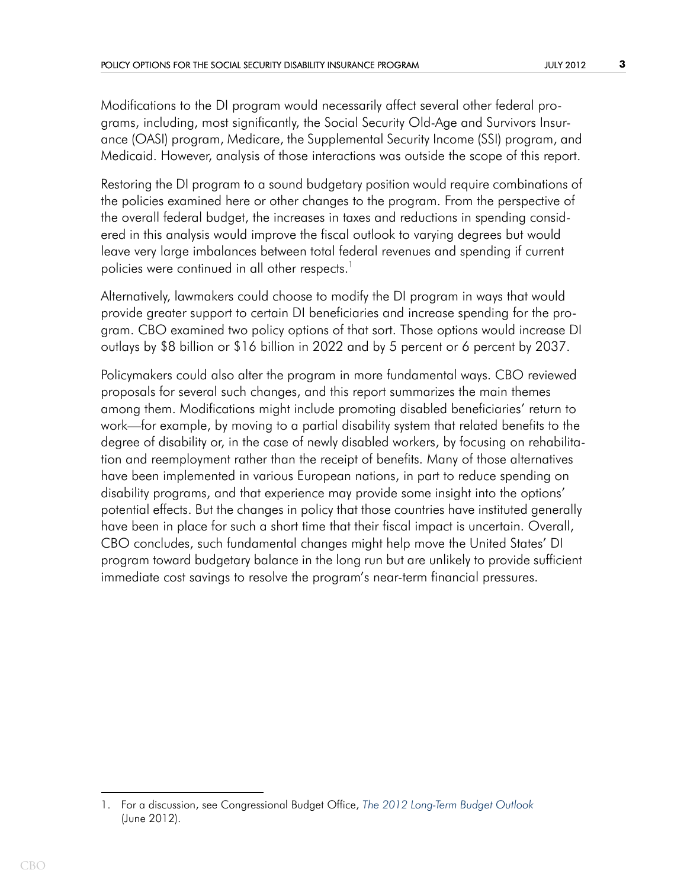Modifications to the DI program would necessarily affect several other federal programs, including, most significantly, the Social Security Old-Age and Survivors Insurance (OASI) program, Medicare, the Supplemental Security Income (SSI) program, and Medicaid. However, analysis of those interactions was outside the scope of this report.

Restoring the DI program to a sound budgetary position would require combinations of the policies examined here or other changes to the program. From the perspective of the overall federal budget, the increases in taxes and reductions in spending considered in this analysis would improve the fiscal outlook to varying degrees but would leave very large imbalances between total federal revenues and spending if current policies were continued in all other respects.[1]

Alternatively, lawmakers could choose to modify the DI program in ways that would provide greater support to certain DI beneficiaries and increase spending for the program. CBO examined two policy options of that sort. Those options would increase DI outlays by $8 billion or $16 billion in 2022 and by 5 percent or 6 percent by 2037.

Policymakers could also alter the program in more fundamental ways. CBO reviewed proposals for several such changes, and this report summarizes the main themes among them. Modifications might include promoting disabled beneficiaries' return to work—for example, by moving to a partial disability system that related benefits to the degree of disability or, in the case of newly disabled workers, by focusing on rehabilitation and reemployment rather than the receipt of benefits. Many of those alternatives have been implemented in various European nations, in part to reduce spending on disability programs, and that experience may provide some insight into the options' potential effects. But the changes in policy that those countries have instituted generally have been in place for such a short time that their fiscal impact is uncertain. Overall, CBO concludes, such fundamental changes might help move the United States' DI program toward budgetary balance in the long run but are unlikely to provide sufficient immediate cost savings to resolve the program's near-term financial pressures.

---

1. For a discussion, see Congressional Budget Office, *The 2012 Long-Term Budget Outlook* (June 2012).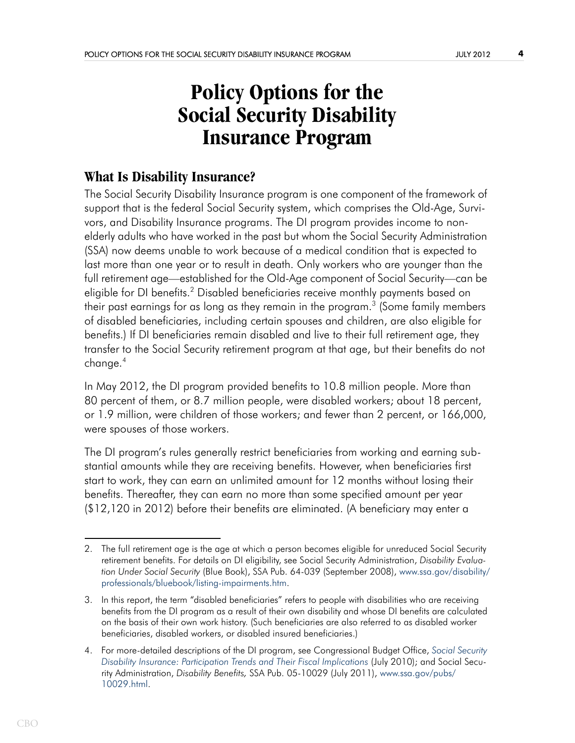# Policy Options for the Social Security Disability Insurance Program

## What Is Disability Insurance?

The Social Security Disability Insurance program is one component of the framework of support that is the federal Social Security system, which comprises the Old-Age, Survivors, and Disability Insurance programs. The DI program provides income to non-elderly adults who have worked in the past but whom the Social Security Administration (SSA) now deems unable to work because of a medical condition that is expected to last more than one year or to result in death. Only workers who are younger than the full retirement age—established for the Old-Age component of Social Security—can be eligible for DI benefits.[2] Disabled beneficiaries receive monthly payments based on their past earnings for as long as they remain in the program.[3] (Some family members of disabled beneficiaries, including certain spouses and children, are also eligible for benefits.) If DI beneficiaries remain disabled and live to their full retirement age, they transfer to the Social Security retirement program at that age, but their benefits do not change.[4]

In May 2012, the DI program provided benefits to 10.8 million people. More than 80 percent of them, or 8.7 million people, were disabled workers; about 18 percent, or 1.9 million, were children of those workers; and fewer than 2 percent, or 166,000, were spouses of those workers.

The DI program's rules generally restrict beneficiaries from working and earning substantial amounts while they are receiving benefits. However, when beneficiaries first start to work, they can earn an unlimited amount for 12 months without losing their benefits. Thereafter, they can earn no more than some specified amount per year ($12,120 in 2012) before their benefits are eliminated. (A beneficiary may enter a

---

2. The full retirement age is the age at which a person becomes eligible for unreduced Social Security retirement benefits. For details on DI eligibility, see Social Security Administration, *Disability Evaluation Under Social Security* (Blue Book), SSA Pub. 64-039 (September 2008), www.ssa.gov/disability/professionals/bluebook/listing-impairments.htm.

3. In this report, the term "disabled beneficiaries" refers to people with disabilities who are receiving benefits from the DI program as a result of their own disability and whose DI benefits are calculated on the basis of their own work history. (Such beneficiaries are also referred to as disabled worker beneficiaries, disabled workers, or disabled insured beneficiaries.)

4. For more-detailed descriptions of the DI program, see Congressional Budget Office, *Social Security Disability Insurance: Participation Trends and Their Fiscal Implications* (July 2010); and Social Security Administration, *Disability Benefits,* SSA Pub. 05-10029 (July 2011), www.ssa.gov/pubs/10029.html.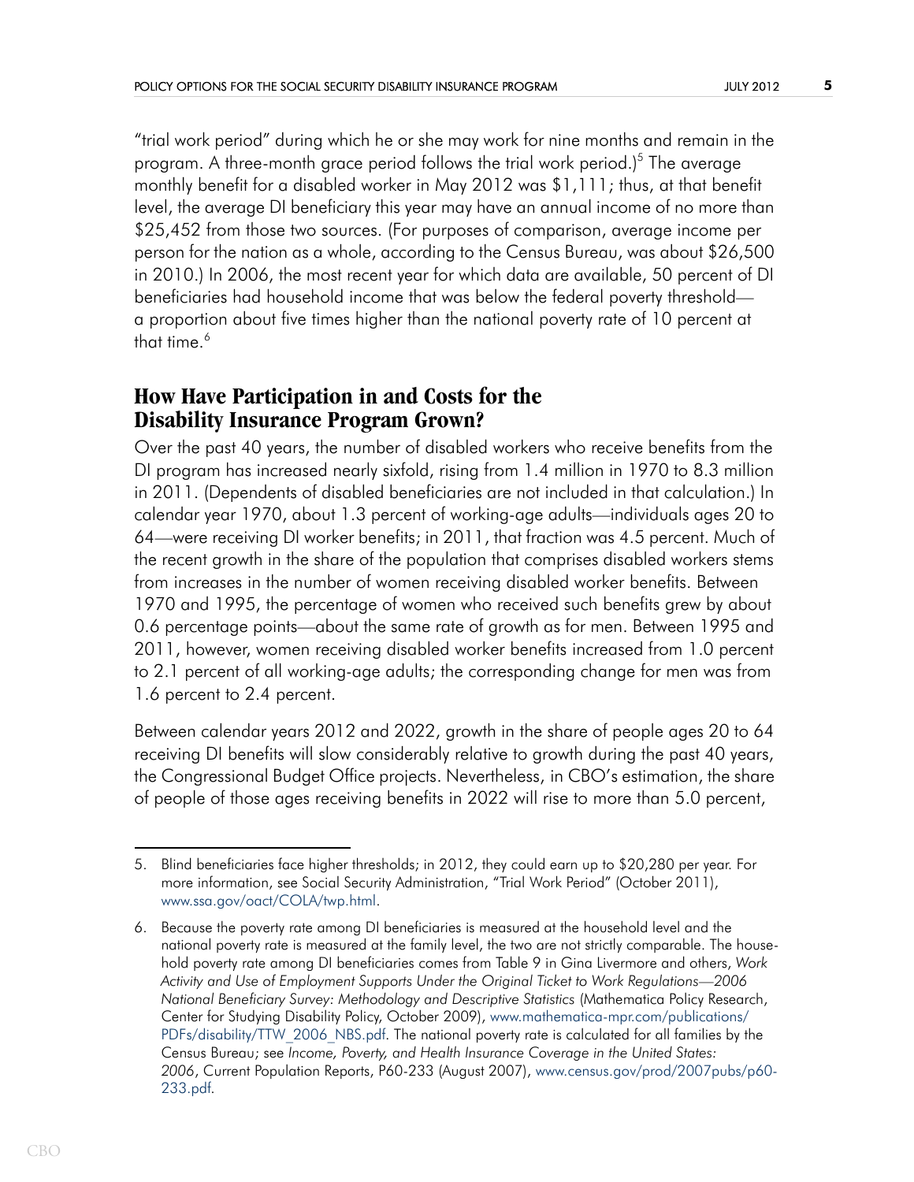"trial work period" during which he or she may work for nine months and remain in the program. A three-month grace period follows the trial work period.)[5] The average monthly benefit for a disabled worker in May 2012 was $1,111; thus, at that benefit level, the average DI beneficiary this year may have an annual income of no more than $25,452 from those two sources. (For purposes of comparison, average income per person for the nation as a whole, according to the Census Bureau, was about $26,500 in 2010.) In 2006, the most recent year for which data are available, 50 percent of DI beneficiaries had household income that was below the federal poverty threshold—a proportion about five times higher than the national poverty rate of 10 percent at that time.[6]

## How Have Participation in and Costs for the Disability Insurance Program Grown?

Over the past 40 years, the number of disabled workers who receive benefits from the DI program has increased nearly sixfold, rising from 1.4 million in 1970 to 8.3 million in 2011. (Dependents of disabled beneficiaries are not included in that calculation.) In calendar year 1970, about 1.3 percent of working-age adults—individuals ages 20 to 64—were receiving DI worker benefits; in 2011, that fraction was 4.5 percent. Much of the recent growth in the share of the population that comprises disabled workers stems from increases in the number of women receiving disabled worker benefits. Between 1970 and 1995, the percentage of women who received such benefits grew by about 0.6 percentage points—about the same rate of growth as for men. Between 1995 and 2011, however, women receiving disabled worker benefits increased from 1.0 percent to 2.1 percent of all working-age adults; the corresponding change for men was from 1.6 percent to 2.4 percent.

Between calendar years 2012 and 2022, growth in the share of people ages 20 to 64 receiving DI benefits will slow considerably relative to growth during the past 40 years, the Congressional Budget Office projects. Nevertheless, in CBO's estimation, the share of people of those ages receiving benefits in 2022 will rise to more than 5.0 percent,

---

5. Blind beneficiaries face higher thresholds; in 2012, they could earn up to $20,280 per year. For more information, see Social Security Administration, "Trial Work Period" (October 2011), www.ssa.gov/oact/COLA/twp.html.

6. Because the poverty rate among DI beneficiaries is measured at the household level and the national poverty rate is measured at the family level, the two are not strictly comparable. The household poverty rate among DI beneficiaries comes from Table 9 in Gina Livermore and others, *Work Activity and Use of Employment Supports Under the Original Ticket to Work Regulations—2006 National Beneficiary Survey: Methodology and Descriptive Statistics* (Mathematica Policy Research, Center for Studying Disability Policy, October 2009), www.mathematica-mpr.com/publications/PDFs/disability/TTW_2006_NBS.pdf. The national poverty rate is calculated for all families by the Census Bureau; see *Income, Poverty, and Health Insurance Coverage in the United States: 2006*, Current Population Reports, P60-233 (August 2007), www.census.gov/prod/2007pubs/p60-233.pdf.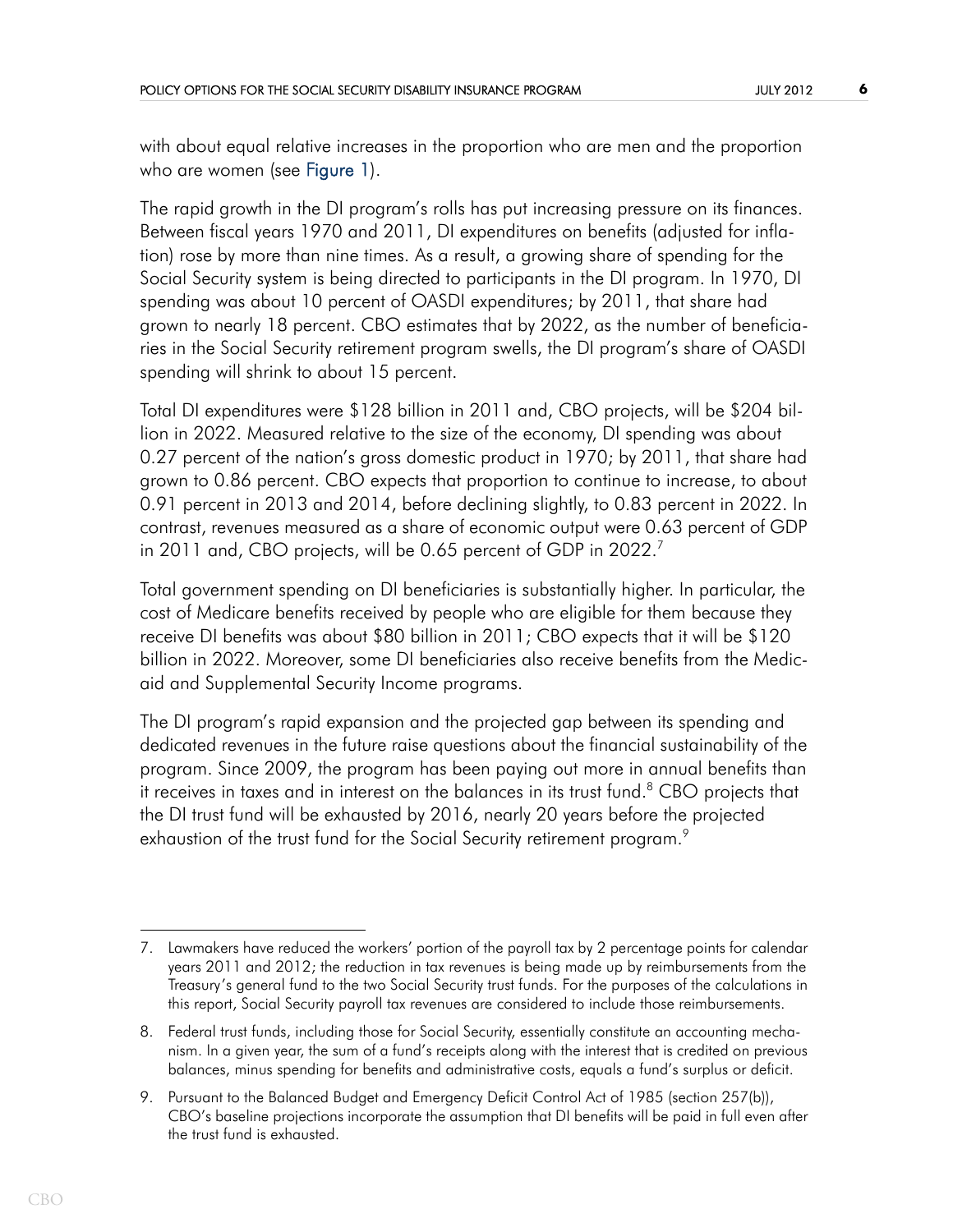with about equal relative increases in the proportion who are men and the proportion who are women (see Figure 1).

The rapid growth in the DI program's rolls has put increasing pressure on its finances. Between fiscal years 1970 and 2011, DI expenditures on benefits (adjusted for inflation) rose by more than nine times. As a result, a growing share of spending for the Social Security system is being directed to participants in the DI program. In 1970, DI spending was about 10 percent of OASDI expenditures; by 2011, that share had grown to nearly 18 percent. CBO estimates that by 2022, as the number of beneficiaries in the Social Security retirement program swells, the DI program's share of OASDI spending will shrink to about 15 percent.

Total DI expenditures were $128 billion in 2011 and, CBO projects, will be $204 billion in 2022. Measured relative to the size of the economy, DI spending was about 0.27 percent of the nation's gross domestic product in 1970; by 2011, that share had grown to 0.86 percent. CBO expects that proportion to continue to increase, to about 0.91 percent in 2013 and 2014, before declining slightly, to 0.83 percent in 2022. In contrast, revenues measured as a share of economic output were 0.63 percent of GDP in 2011 and, CBO projects, will be 0.65 percent of GDP in 2022.[7]

Total government spending on DI beneficiaries is substantially higher. In particular, the cost of Medicare benefits received by people who are eligible for them because they receive DI benefits was about $80 billion in 2011; CBO expects that it will be $120 billion in 2022. Moreover, some DI beneficiaries also receive benefits from the Medicaid and Supplemental Security Income programs.

The DI program's rapid expansion and the projected gap between its spending and dedicated revenues in the future raise questions about the financial sustainability of the program. Since 2009, the program has been paying out more in annual benefits than it receives in taxes and in interest on the balances in its trust fund.[8] CBO projects that the DI trust fund will be exhausted by 2016, nearly 20 years before the projected exhaustion of the trust fund for the Social Security retirement program.[9]

---

7. Lawmakers have reduced the workers' portion of the payroll tax by 2 percentage points for calendar years 2011 and 2012; the reduction in tax revenues is being made up by reimbursements from the Treasury's general fund to the two Social Security trust funds. For the purposes of the calculations in this report, Social Security payroll tax revenues are considered to include those reimbursements.

8. Federal trust funds, including those for Social Security, essentially constitute an accounting mechanism. In a given year, the sum of a fund's receipts along with the interest that is credited on previous balances, minus spending for benefits and administrative costs, equals a fund's surplus or deficit.

9. Pursuant to the Balanced Budget and Emergency Deficit Control Act of 1985 (section 257(b)), CBO's baseline projections incorporate the assumption that DI benefits will be paid in full even after the trust fund is exhausted.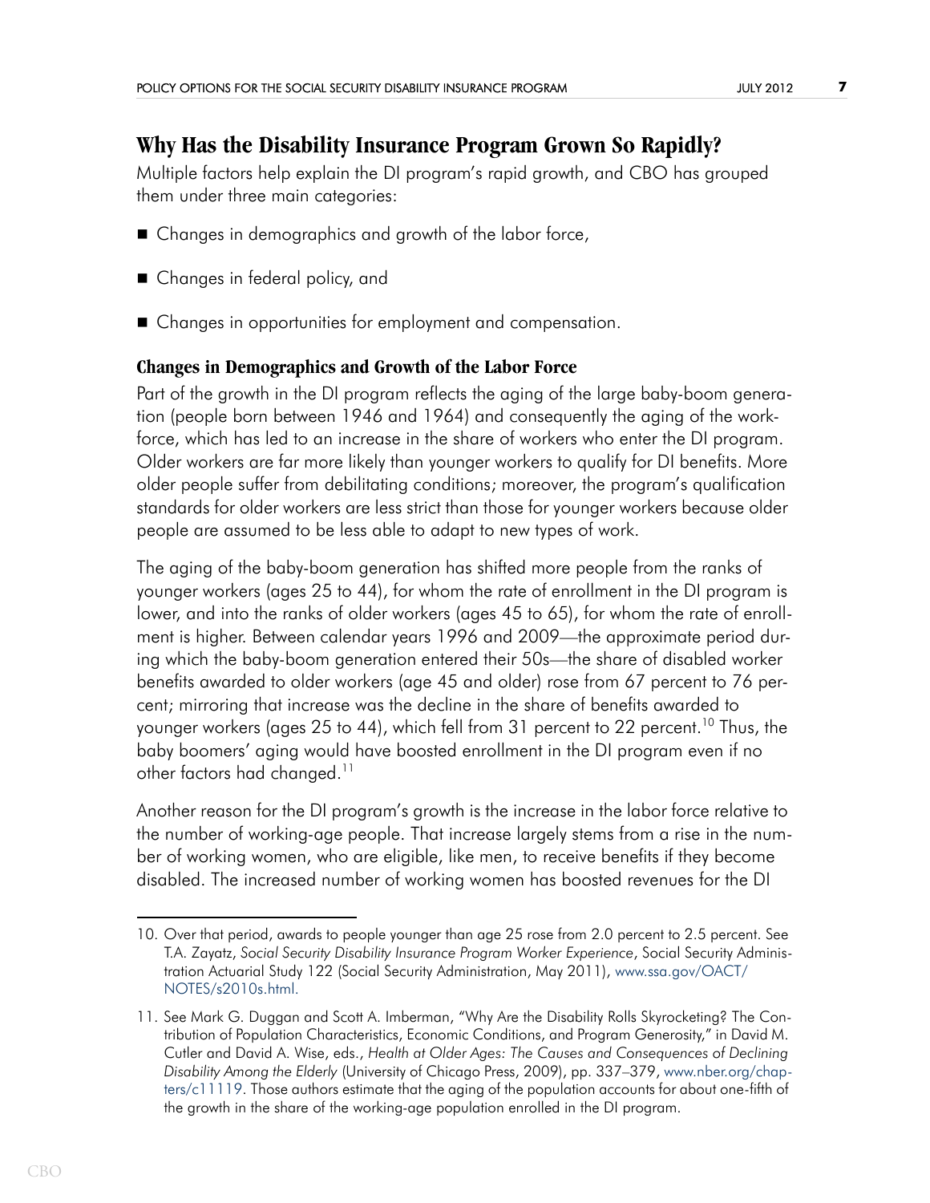## Why Has the Disability Insurance Program Grown So Rapidly?

Multiple factors help explain the DI program's rapid growth, and CBO has grouped them under three main categories:

- Changes in demographics and growth of the labor force,
- Changes in federal policy, and
- Changes in opportunities for employment and compensation.

### Changes in Demographics and Growth of the Labor Force

Part of the growth in the DI program reflects the aging of the large baby-boom generation (people born between 1946 and 1964) and consequently the aging of the workforce, which has led to an increase in the share of workers who enter the DI program. Older workers are far more likely than younger workers to qualify for DI benefits. More older people suffer from debilitating conditions; moreover, the program's qualification standards for older workers are less strict than those for younger workers because older people are assumed to be less able to adapt to new types of work.

The aging of the baby-boom generation has shifted more people from the ranks of younger workers (ages 25 to 44), for whom the rate of enrollment in the DI program is lower, and into the ranks of older workers (ages 45 to 65), for whom the rate of enrollment is higher. Between calendar years 1996 and 2009—the approximate period during which the baby-boom generation entered their 50s—the share of disabled worker benefits awarded to older workers (age 45 and older) rose from 67 percent to 76 percent; mirroring that increase was the decline in the share of benefits awarded to younger workers (ages 25 to 44), which fell from 31 percent to 22 percent.[10] Thus, the baby boomers' aging would have boosted enrollment in the DI program even if no other factors had changed.[11]

Another reason for the DI program's growth is the increase in the labor force relative to the number of working-age people. That increase largely stems from a rise in the number of working women, who are eligible, like men, to receive benefits if they become disabled. The increased number of working women has boosted revenues for the DI

---

10. Over that period, awards to people younger than age 25 rose from 2.0 percent to 2.5 percent. See T.A. Zayatz, *Social Security Disability Insurance Program Worker Experience*, Social Security Administration Actuarial Study 122 (Social Security Administration, May 2011), www.ssa.gov/OACT/NOTES/s2010s.html.

11. See Mark G. Duggan and Scott A. Imberman, "Why Are the Disability Rolls Skyrocketing? The Contribution of Population Characteristics, Economic Conditions, and Program Generosity," in David M. Cutler and David A. Wise, eds., *Health at Older Ages: The Causes and Consequences of Declining Disability Among the Elderly* (University of Chicago Press, 2009), pp. 337–379, www.nber.org/chapters/c11119. Those authors estimate that the aging of the population accounts for about one-fifth of the growth in the share of the working-age population enrolled in the DI program.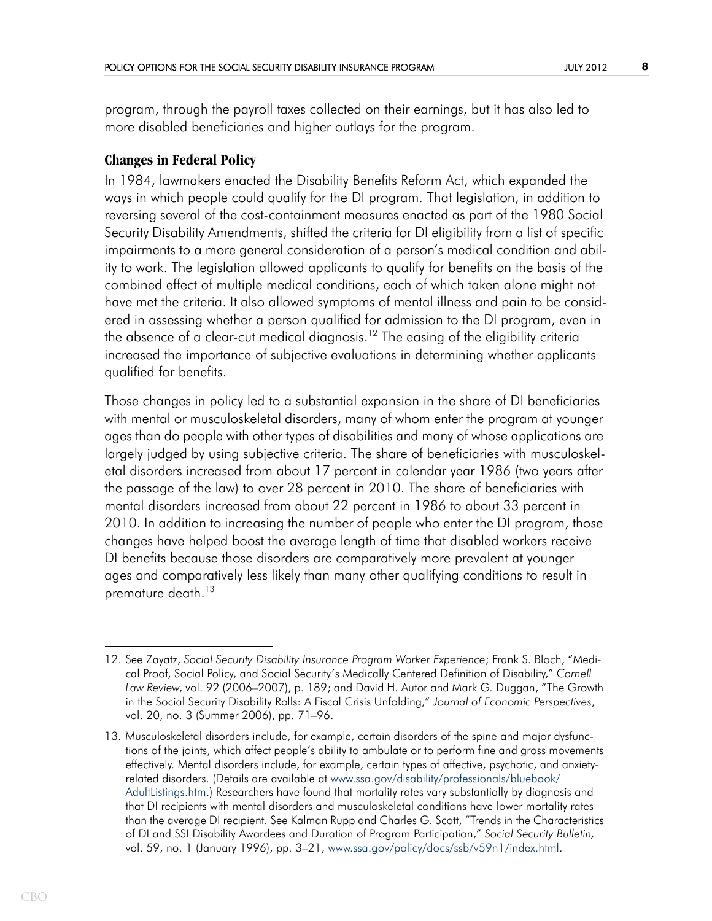program, through the payroll taxes collected on their earnings, but it has also led to more disabled beneficiaries and higher outlays for the program.

### Changes in Federal Policy

In 1984, lawmakers enacted the Disability Benefits Reform Act, which expanded the ways in which people could qualify for the DI program. That legislation, in addition to reversing several of the cost-containment measures enacted as part of the 1980 Social Security Disability Amendments, shifted the criteria for DI eligibility from a list of specific impairments to a more general consideration of a person's medical condition and ability to work. The legislation allowed applicants to qualify for benefits on the basis of the combined effect of multiple medical conditions, each of which taken alone might not have met the criteria. It also allowed symptoms of mental illness and pain to be considered in assessing whether a person qualified for admission to the DI program, even in the absence of a clear-cut medical diagnosis.[12] The easing of the eligibility criteria increased the importance of subjective evaluations in determining whether applicants qualified for benefits.

Those changes in policy led to a substantial expansion in the share of DI beneficiaries with mental or musculoskeletal disorders, many of whom enter the program at younger ages than do people with other types of disabilities and many of whose applications are largely judged by using subjective criteria. The share of beneficiaries with musculoskeletal disorders increased from about 17 percent in calendar year 1986 (two years after the passage of the law) to over 28 percent in 2010. The share of beneficiaries with mental disorders increased from about 22 percent in 1986 to about 33 percent in 2010. In addition to increasing the number of people who enter the DI program, those changes have helped boost the average length of time that disabled workers receive DI benefits because those disorders are comparatively more prevalent at younger ages and comparatively less likely than many other qualifying conditions to result in premature death.[13]

---

12. See Zayatz, *Social Security Disability Insurance Program Worker Experience*; Frank S. Bloch, "Medical Proof, Social Policy, and Social Security's Medically Centered Definition of Disability," *Cornell Law Review*, vol. 92 (2006–2007), p. 189; and David H. Autor and Mark G. Duggan, "The Growth in the Social Security Disability Rolls: A Fiscal Crisis Unfolding," *Journal of Economic Perspectives*, vol. 20, no. 3 (Summer 2006), pp. 71–96.

13. Musculoskeletal disorders include, for example, certain disorders of the spine and major dysfunctions of the joints, which affect people's ability to ambulate or to perform fine and gross movements effectively. Mental disorders include, for example, certain types of affective, psychotic, and anxiety-related disorders. (Details are available at www.ssa.gov/disability/professionals/bluebook/AdultListings.htm.) Researchers have found that mortality rates vary substantially by diagnosis and that DI recipients with mental disorders and musculoskeletal conditions have lower mortality rates than the average DI recipient. See Kalman Rupp and Charles G. Scott, "Trends in the Characteristics of DI and SSI Disability Awardees and Duration of Program Participation," *Social Security Bulletin*, vol. 59, no. 1 (January 1996), pp. 3–21, www.ssa.gov/policy/docs/ssb/v59n1/index.html.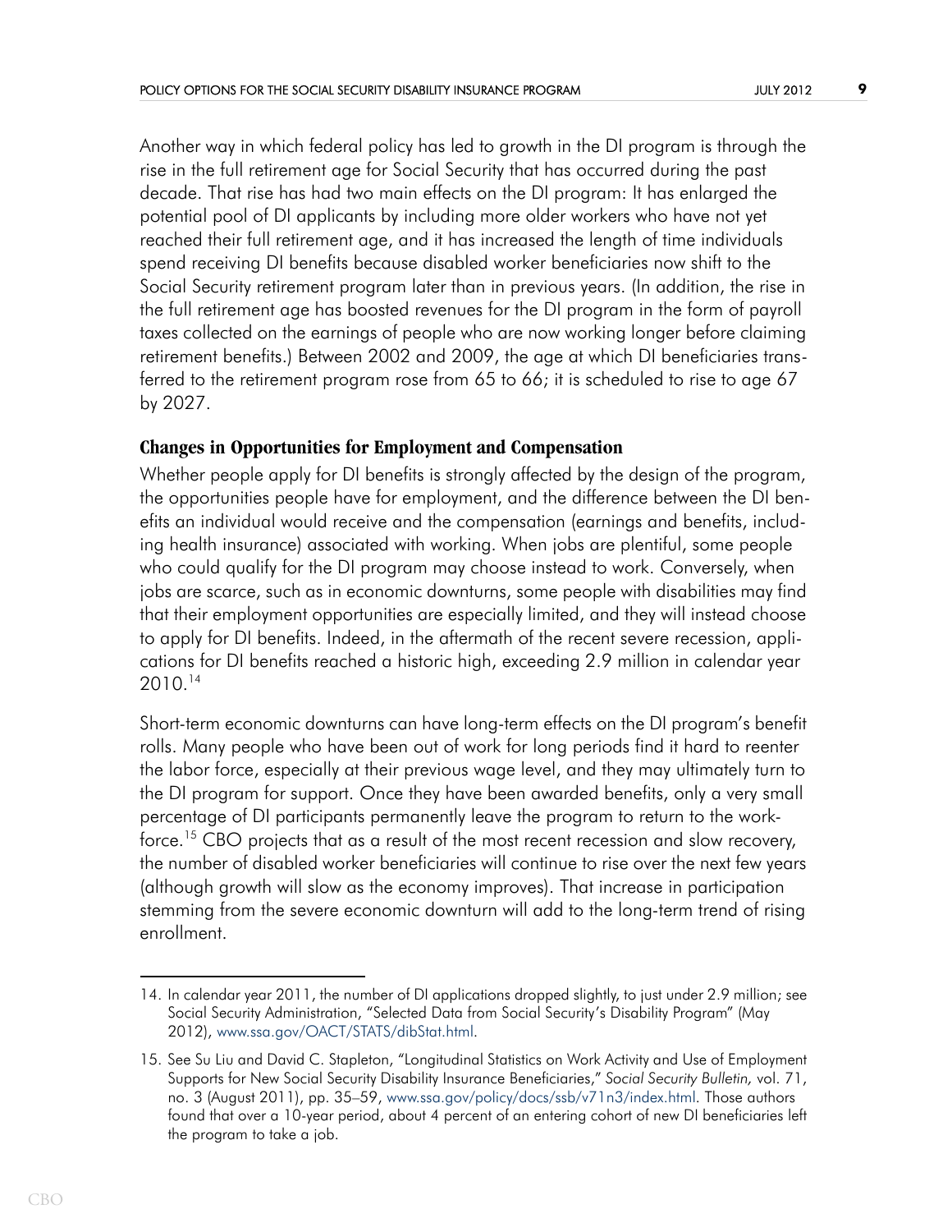Another way in which federal policy has led to growth in the DI program is through the rise in the full retirement age for Social Security that has occurred during the past decade. That rise has had two main effects on the DI program: It has enlarged the potential pool of DI applicants by including more older workers who have not yet reached their full retirement age, and it has increased the length of time individuals spend receiving DI benefits because disabled worker beneficiaries now shift to the Social Security retirement program later than in previous years. (In addition, the rise in the full retirement age has boosted revenues for the DI program in the form of payroll taxes collected on the earnings of people who are now working longer before claiming retirement benefits.) Between 2002 and 2009, the age at which DI beneficiaries transferred to the retirement program rose from 65 to 66; it is scheduled to rise to age 67 by 2027.

### Changes in Opportunities for Employment and Compensation

Whether people apply for DI benefits is strongly affected by the design of the program, the opportunities people have for employment, and the difference between the DI benefits an individual would receive and the compensation (earnings and benefits, including health insurance) associated with working. When jobs are plentiful, some people who could qualify for the DI program may choose instead to work. Conversely, when jobs are scarce, such as in economic downturns, some people with disabilities may find that their employment opportunities are especially limited, and they will instead choose to apply for DI benefits. Indeed, in the aftermath of the recent severe recession, applications for DI benefits reached a historic high, exceeding 2.9 million in calendar year 2010.[14]

Short-term economic downturns can have long-term effects on the DI program's benefit rolls. Many people who have been out of work for long periods find it hard to reenter the labor force, especially at their previous wage level, and they may ultimately turn to the DI program for support. Once they have been awarded benefits, only a very small percentage of DI participants permanently leave the program to return to the workforce.[15] CBO projects that as a result of the most recent recession and slow recovery, the number of disabled worker beneficiaries will continue to rise over the next few years (although growth will slow as the economy improves). That increase in participation stemming from the severe economic downturn will add to the long-term trend of rising enrollment.

---

14. In calendar year 2011, the number of DI applications dropped slightly, to just under 2.9 million; see Social Security Administration, "Selected Data from Social Security's Disability Program" (May 2012), www.ssa.gov/OACT/STATS/dibStat.html.

15. See Su Liu and David C. Stapleton, "Longitudinal Statistics on Work Activity and Use of Employment Supports for New Social Security Disability Insurance Beneficiaries," *Social Security Bulletin,* vol. 71, no. 3 (August 2011), pp. 35–59, www.ssa.gov/policy/docs/ssb/v71n3/index.html. Those authors found that over a 10-year period, about 4 percent of an entering cohort of new DI beneficiaries left the program to take a job.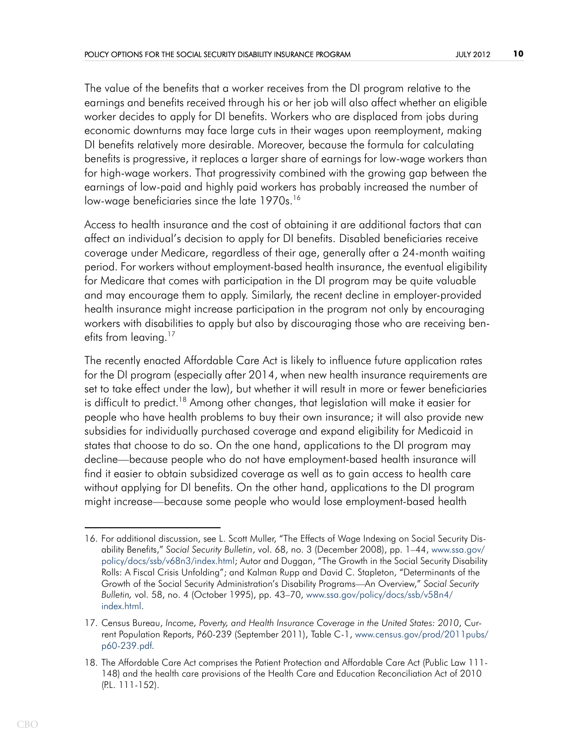The value of the benefits that a worker receives from the DI program relative to the earnings and benefits received through his or her job will also affect whether an eligible worker decides to apply for DI benefits. Workers who are displaced from jobs during economic downturns may face large cuts in their wages upon reemployment, making DI benefits relatively more desirable. Moreover, because the formula for calculating benefits is progressive, it replaces a larger share of earnings for low-wage workers than for high-wage workers. That progressivity combined with the growing gap between the earnings of low-paid and highly paid workers has probably increased the number of low-wage beneficiaries since the late 1970s.[16]

Access to health insurance and the cost of obtaining it are additional factors that can affect an individual's decision to apply for DI benefits. Disabled beneficiaries receive coverage under Medicare, regardless of their age, generally after a 24-month waiting period. For workers without employment-based health insurance, the eventual eligibility for Medicare that comes with participation in the DI program may be quite valuable and may encourage them to apply. Similarly, the recent decline in employer-provided health insurance might increase participation in the program not only by encouraging workers with disabilities to apply but also by discouraging those who are receiving benefits from leaving.[17]

The recently enacted Affordable Care Act is likely to influence future application rates for the DI program (especially after 2014, when new health insurance requirements are set to take effect under the law), but whether it will result in more or fewer beneficiaries is difficult to predict.[18] Among other changes, that legislation will make it easier for people who have health problems to buy their own insurance; it will also provide new subsidies for individually purchased coverage and expand eligibility for Medicaid in states that choose to do so. On the one hand, applications to the DI program may decline—because people who do not have employment-based health insurance will find it easier to obtain subsidized coverage as well as to gain access to health care without applying for DI benefits. On the other hand, applications to the DI program might increase—because some people who would lose employment-based health

---

16. For additional discussion, see L. Scott Muller, "The Effects of Wage Indexing on Social Security Disability Benefits," *Social Security Bulletin*, vol. 68, no. 3 (December 2008), pp. 1–44, www.ssa.gov/policy/docs/ssb/v68n3/index.html; Autor and Duggan, "The Growth in the Social Security Disability Rolls: A Fiscal Crisis Unfolding"; and Kalman Rupp and David C. Stapleton, "Determinants of the Growth of the Social Security Administration's Disability Programs—An Overview," *Social Security Bulletin*, vol. 58, no. 4 (October 1995), pp. 43–70, www.ssa.gov/policy/docs/ssb/v58n4/index.html.

17. Census Bureau, *Income, Poverty, and Health Insurance Coverage in the United States: 2010*, Current Population Reports, P60-239 (September 2011), Table C-1, www.census.gov/prod/2011pubs/p60-239.pdf.

18. The Affordable Care Act comprises the Patient Protection and Affordable Care Act (Public Law 111-148) and the health care provisions of the Health Care and Education Reconciliation Act of 2010 (P.L. 111-152).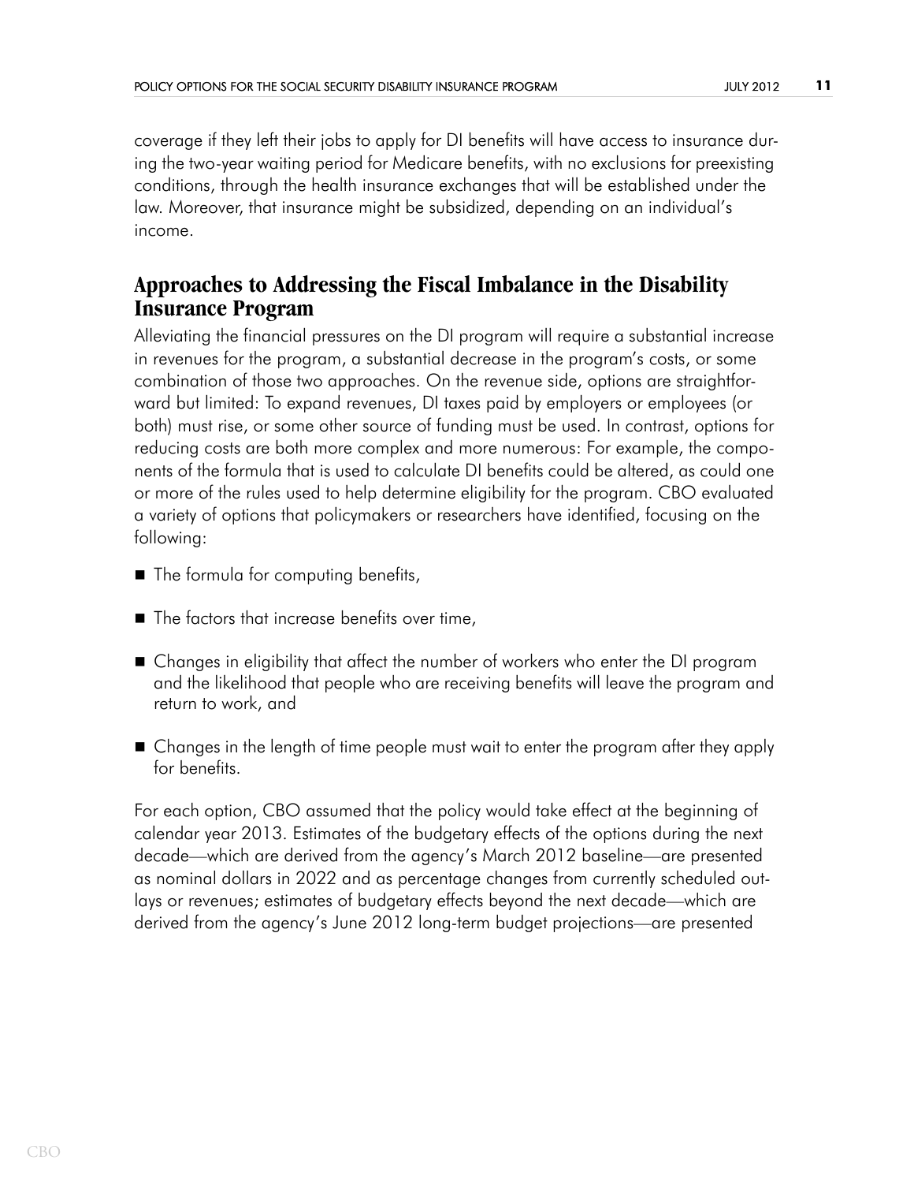coverage if they left their jobs to apply for DI benefits will have access to insurance during the two-year waiting period for Medicare benefits, with no exclusions for preexisting conditions, through the health insurance exchanges that will be established under the law. Moreover, that insurance might be subsidized, depending on an individual's income.

## Approaches to Addressing the Fiscal Imbalance in the Disability Insurance Program

Alleviating the financial pressures on the DI program will require a substantial increase in revenues for the program, a substantial decrease in the program's costs, or some combination of those two approaches. On the revenue side, options are straightforward but limited: To expand revenues, DI taxes paid by employers or employees (or both) must rise, or some other source of funding must be used. In contrast, options for reducing costs are both more complex and more numerous: For example, the components of the formula that is used to calculate DI benefits could be altered, as could one or more of the rules used to help determine eligibility for the program. CBO evaluated a variety of options that policymakers or researchers have identified, focusing on the following:

- The formula for computing benefits,
- The factors that increase benefits over time,
- Changes in eligibility that affect the number of workers who enter the DI program and the likelihood that people who are receiving benefits will leave the program and return to work, and
- Changes in the length of time people must wait to enter the program after they apply for benefits.

For each option, CBO assumed that the policy would take effect at the beginning of calendar year 2013. Estimates of the budgetary effects of the options during the next decade—which are derived from the agency's March 2012 baseline—are presented as nominal dollars in 2022 and as percentage changes from currently scheduled outlays or revenues; estimates of budgetary effects beyond the next decade—which are derived from the agency's June 2012 long-term budget projections—are presented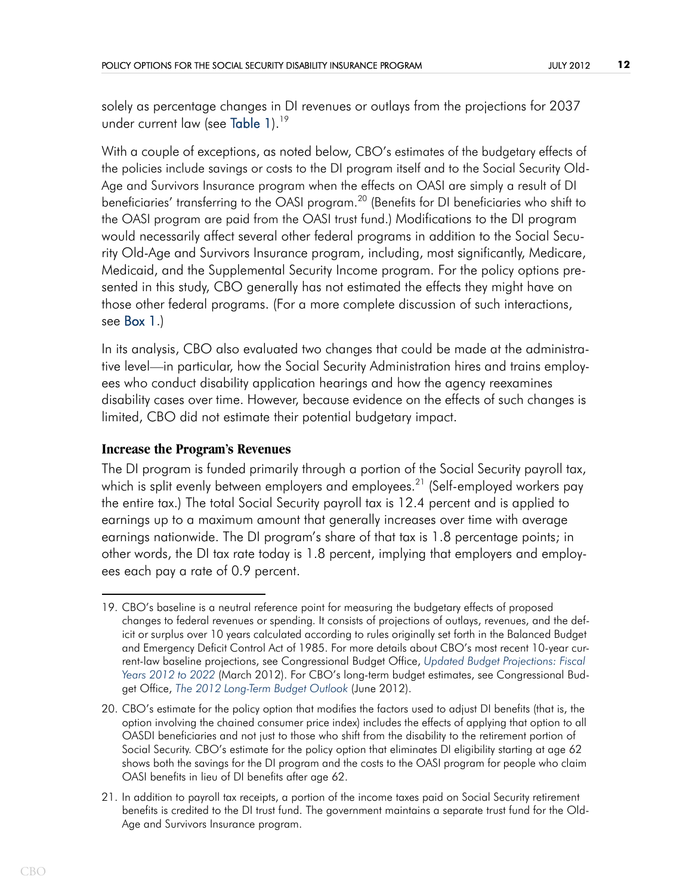solely as percentage changes in DI revenues or outlays from the projections for 2037 under current law (see Table 1).[19]

With a couple of exceptions, as noted below, CBO's estimates of the budgetary effects of the policies include savings or costs to the DI program itself and to the Social Security Old-Age and Survivors Insurance program when the effects on OASI are simply a result of DI beneficiaries' transferring to the OASI program.[20] (Benefits for DI beneficiaries who shift to the OASI program are paid from the OASI trust fund.) Modifications to the DI program would necessarily affect several other federal programs in addition to the Social Security Old-Age and Survivors Insurance program, including, most significantly, Medicare, Medicaid, and the Supplemental Security Income program. For the policy options presented in this study, CBO generally has not estimated the effects they might have on those other federal programs. (For a more complete discussion of such interactions, see Box 1.)

In its analysis, CBO also evaluated two changes that could be made at the administrative level—in particular, how the Social Security Administration hires and trains employees who conduct disability application hearings and how the agency reexamines disability cases over time. However, because evidence on the effects of such changes is limited, CBO did not estimate their potential budgetary impact.

### Increase the Program's Revenues

The DI program is funded primarily through a portion of the Social Security payroll tax, which is split evenly between employers and employees.[21] (Self-employed workers pay the entire tax.) The total Social Security payroll tax is 12.4 percent and is applied to earnings up to a maximum amount that generally increases over time with average earnings nationwide. The DI program's share of that tax is 1.8 percentage points; in other words, the DI tax rate today is 1.8 percent, implying that employers and employees each pay a rate of 0.9 percent.

---

19. CBO's baseline is a neutral reference point for measuring the budgetary effects of proposed changes to federal revenues or spending. It consists of projections of outlays, revenues, and the deficit or surplus over 10 years calculated according to rules originally set forth in the Balanced Budget and Emergency Deficit Control Act of 1985. For more details about CBO's most recent 10-year current-law baseline projections, see Congressional Budget Office, *Updated Budget Projections: Fiscal Years 2012 to 2022* (March 2012). For CBO's long-term budget estimates, see Congressional Budget Office, *The 2012 Long-Term Budget Outlook* (June 2012).

20. CBO's estimate for the policy option that modifies the factors used to adjust DI benefits (that is, the option involving the chained consumer price index) includes the effects of applying that option to all OASDI beneficiaries and not just to those who shift from the disability to the retirement portion of Social Security. CBO's estimate for the policy option that eliminates DI eligibility starting at age 62 shows both the savings for the DI program and the costs to the OASI program for people who claim OASI benefits in lieu of DI benefits after age 62.

21. In addition to payroll tax receipts, a portion of the income taxes paid on Social Security retirement benefits is credited to the DI trust fund. The government maintains a separate trust fund for the Old-Age and Survivors Insurance program.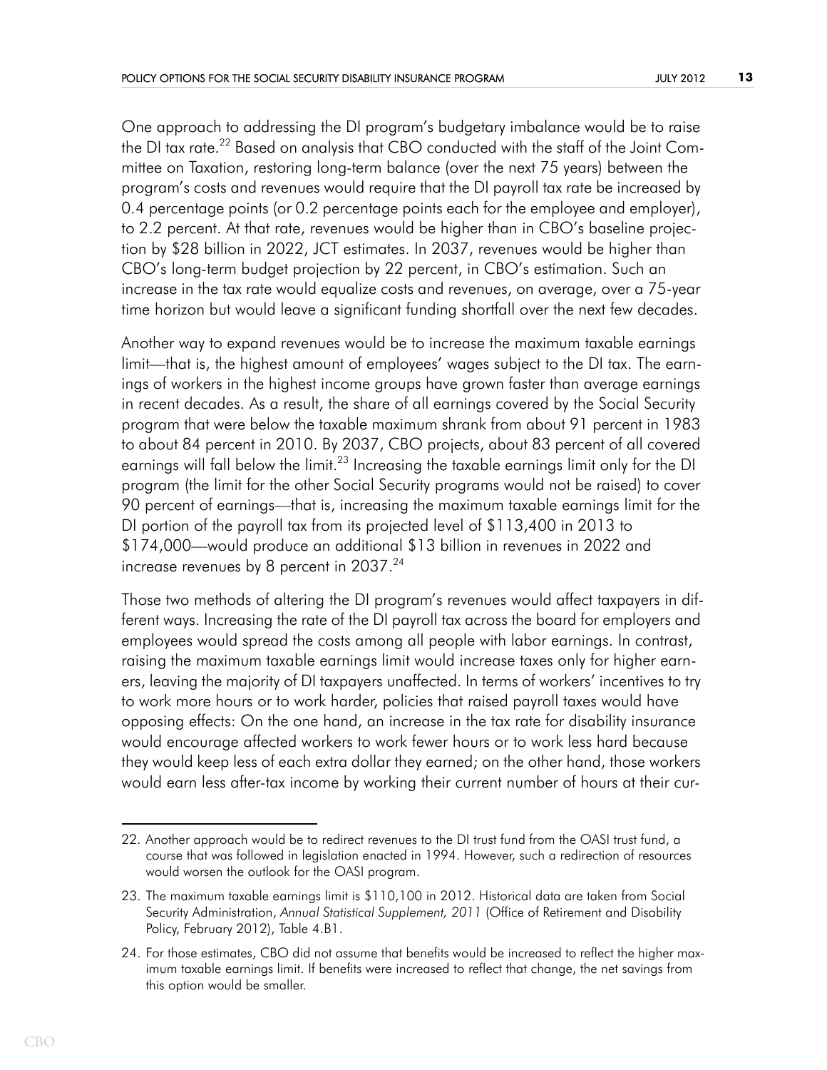One approach to addressing the DI program's budgetary imbalance would be to raise the DI tax rate.[22] Based on analysis that CBO conducted with the staff of the Joint Committee on Taxation, restoring long-term balance (over the next 75 years) between the program's costs and revenues would require that the DI payroll tax rate be increased by 0.4 percentage points (or 0.2 percentage points each for the employee and employer), to 2.2 percent. At that rate, revenues would be higher than in CBO's baseline projection by $28 billion in 2022, JCT estimates. In 2037, revenues would be higher than CBO's long-term budget projection by 22 percent, in CBO's estimation. Such an increase in the tax rate would equalize costs and revenues, on average, over a 75-year time horizon but would leave a significant funding shortfall over the next few decades.

Another way to expand revenues would be to increase the maximum taxable earnings limit—that is, the highest amount of employees' wages subject to the DI tax. The earnings of workers in the highest income groups have grown faster than average earnings in recent decades. As a result, the share of all earnings covered by the Social Security program that were below the taxable maximum shrank from about 91 percent in 1983 to about 84 percent in 2010. By 2037, CBO projects, about 83 percent of all covered earnings will fall below the limit.[23] Increasing the taxable earnings limit only for the DI program (the limit for the other Social Security programs would not be raised) to cover 90 percent of earnings—that is, increasing the maximum taxable earnings limit for the DI portion of the payroll tax from its projected level of $113,400 in 2013 to $174,000—would produce an additional $13 billion in revenues in 2022 and increase revenues by 8 percent in 2037.[24]

Those two methods of altering the DI program's revenues would affect taxpayers in different ways. Increasing the rate of the DI payroll tax across the board for employers and employees would spread the costs among all people with labor earnings. In contrast, raising the maximum taxable earnings limit would increase taxes only for higher earners, leaving the majority of DI taxpayers unaffected. In terms of workers' incentives to try to work more hours or to work harder, policies that raised payroll taxes would have opposing effects: On the one hand, an increase in the tax rate for disability insurance would encourage affected workers to work fewer hours or to work less hard because they would keep less of each extra dollar they earned; on the other hand, those workers would earn less after-tax income by working their current number of hours at their cur-

22. Another approach would be to redirect revenues to the DI trust fund from the OASI trust fund, a course that was followed in legislation enacted in 1994. However, such a redirection of resources would worsen the outlook for the OASI program.

23. The maximum taxable earnings limit is $110,100 in 2012. Historical data are taken from Social Security Administration, *Annual Statistical Supplement, 2011* (Office of Retirement and Disability Policy, February 2012), Table 4.B1.

24. For those estimates, CBO did not assume that benefits would be increased to reflect the higher maximum taxable earnings limit. If benefits were increased to reflect that change, the net savings from this option would be smaller.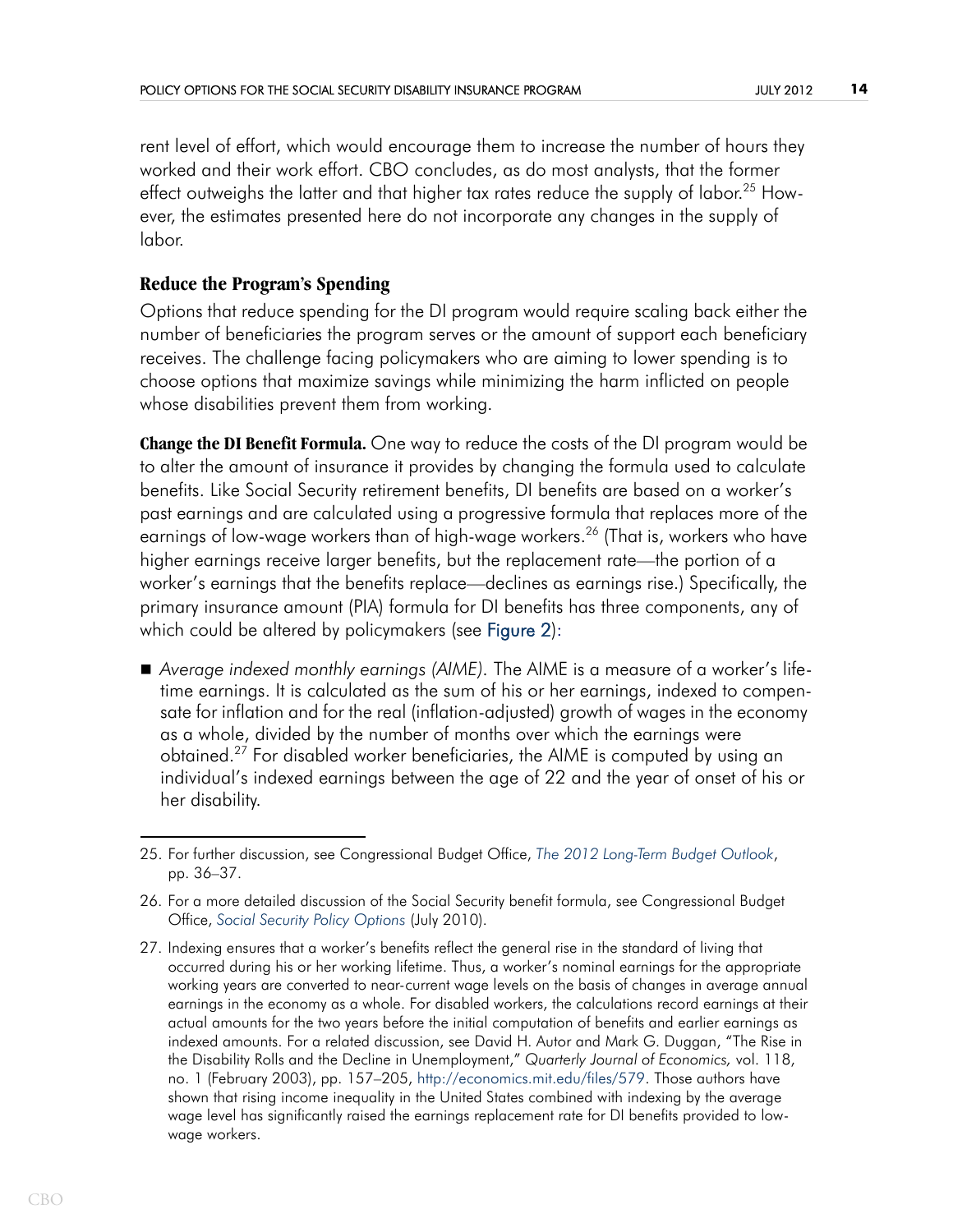rent level of effort, which would encourage them to increase the number of hours they worked and their work effort. CBO concludes, as do most analysts, that the former effect outweighs the latter and that higher tax rates reduce the supply of labor.[25] However, the estimates presented here do not incorporate any changes in the supply of labor.

### Reduce the Program's Spending

Options that reduce spending for the DI program would require scaling back either the number of beneficiaries the program serves or the amount of support each beneficiary receives. The challenge facing policymakers who are aiming to lower spending is to choose options that maximize savings while minimizing the harm inflicted on people whose disabilities prevent them from working.

**Change the DI Benefit Formula.** One way to reduce the costs of the DI program would be to alter the amount of insurance it provides by changing the formula used to calculate benefits. Like Social Security retirement benefits, DI benefits are based on a worker's past earnings and are calculated using a progressive formula that replaces more of the earnings of low-wage workers than of high-wage workers.[26] (That is, workers who have higher earnings receive larger benefits, but the replacement rate—the portion of a worker's earnings that the benefits replace—declines as earnings rise.) Specifically, the primary insurance amount (PIA) formula for DI benefits has three components, any of which could be altered by policymakers (see Figure 2):

- *Average indexed monthly earnings (AIME)*. The AIME is a measure of a worker's lifetime earnings. It is calculated as the sum of his or her earnings, indexed to compensate for inflation and for the real (inflation-adjusted) growth of wages in the economy as a whole, divided by the number of months over which the earnings were obtained.[27] For disabled worker beneficiaries, the AIME is computed by using an individual's indexed earnings between the age of 22 and the year of onset of his or her disability.

---

25. For further discussion, see Congressional Budget Office, *The 2012 Long-Term Budget Outlook*, pp. 36–37.

26. For a more detailed discussion of the Social Security benefit formula, see Congressional Budget Office, *Social Security Policy Options* (July 2010).

27. Indexing ensures that a worker's benefits reflect the general rise in the standard of living that occurred during his or her working lifetime. Thus, a worker's nominal earnings for the appropriate working years are converted to near-current wage levels on the basis of changes in average annual earnings in the economy as a whole. For disabled workers, the calculations record earnings at their actual amounts for the two years before the initial computation of benefits and earlier earnings as indexed amounts. For a related discussion, see David H. Autor and Mark G. Duggan, "The Rise in the Disability Rolls and the Decline in Unemployment," *Quarterly Journal of Economics,* vol. 118, no. 1 (February 2003), pp. 157–205, http://economics.mit.edu/files/579. Those authors have shown that rising income inequality in the United States combined with indexing by the average wage level has significantly raised the earnings replacement rate for DI benefits provided to low-wage workers.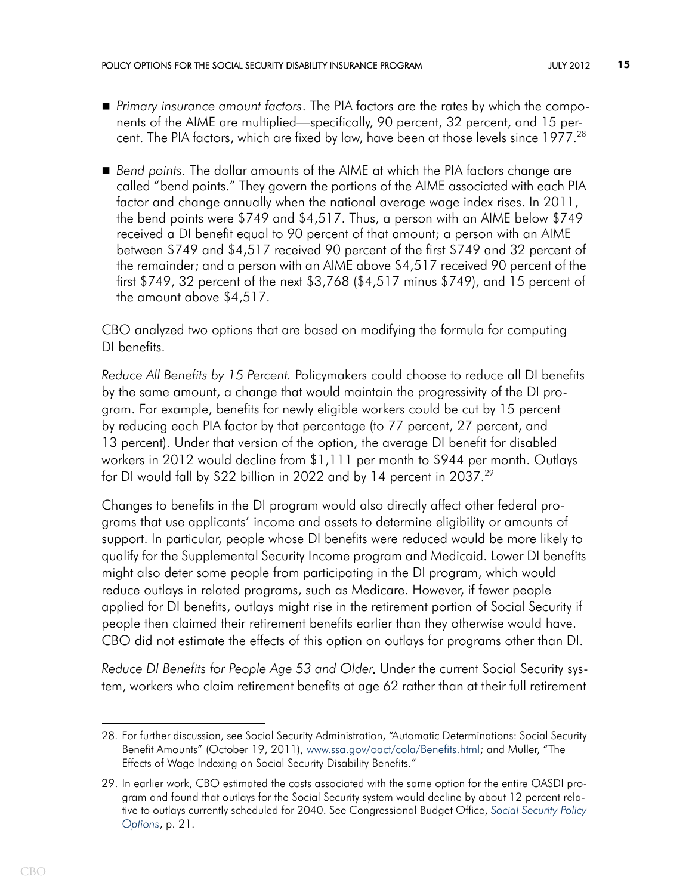- *Primary insurance amount factors*. The PIA factors are the rates by which the components of the AIME are multiplied—specifically, 90 percent, 32 percent, and 15 percent. The PIA factors, which are fixed by law, have been at those levels since 1977.[28]

- *Bend points.* The dollar amounts of the AIME at which the PIA factors change are called "bend points." They govern the portions of the AIME associated with each PIA factor and change annually when the national average wage index rises. In 2011, the bend points were $749 and $4,517. Thus, a person with an AIME below $749 received a DI benefit equal to 90 percent of that amount; a person with an AIME between $749 and $4,517 received 90 percent of the first $749 and 32 percent of the remainder; and a person with an AIME above $4,517 received 90 percent of the first $749, 32 percent of the next $3,768 ($4,517 minus $749), and 15 percent of the amount above $4,517.

CBO analyzed two options that are based on modifying the formula for computing DI benefits.

*Reduce All Benefits by 15 Percent.* Policymakers could choose to reduce all DI benefits by the same amount, a change that would maintain the progressivity of the DI program. For example, benefits for newly eligible workers could be cut by 15 percent by reducing each PIA factor by that percentage (to 77 percent, 27 percent, and 13 percent). Under that version of the option, the average DI benefit for disabled workers in 2012 would decline from $1,111 per month to $944 per month. Outlays for DI would fall by $22 billion in 2022 and by 14 percent in 2037.[29]

Changes to benefits in the DI program would also directly affect other federal programs that use applicants' income and assets to determine eligibility or amounts of support. In particular, people whose DI benefits were reduced would be more likely to qualify for the Supplemental Security Income program and Medicaid. Lower DI benefits might also deter some people from participating in the DI program, which would reduce outlays in related programs, such as Medicare. However, if fewer people applied for DI benefits, outlays might rise in the retirement portion of Social Security if people then claimed their retirement benefits earlier than they otherwise would have. CBO did not estimate the effects of this option on outlays for programs other than DI.

*Reduce DI Benefits for People Age 53 and Older.* Under the current Social Security system, workers who claim retirement benefits at age 62 rather than at their full retirement

---

28. For further discussion, see Social Security Administration, "Automatic Determinations: Social Security Benefit Amounts" (October 19, 2011), www.ssa.gov/oact/cola/Benefits.html; and Muller, "The Effects of Wage Indexing on Social Security Disability Benefits."

29. In earlier work, CBO estimated the costs associated with the same option for the entire OASDI program and found that outlays for the Social Security system would decline by about 12 percent relative to outlays currently scheduled for 2040. See Congressional Budget Office, *Social Security Policy Options*, p. 21.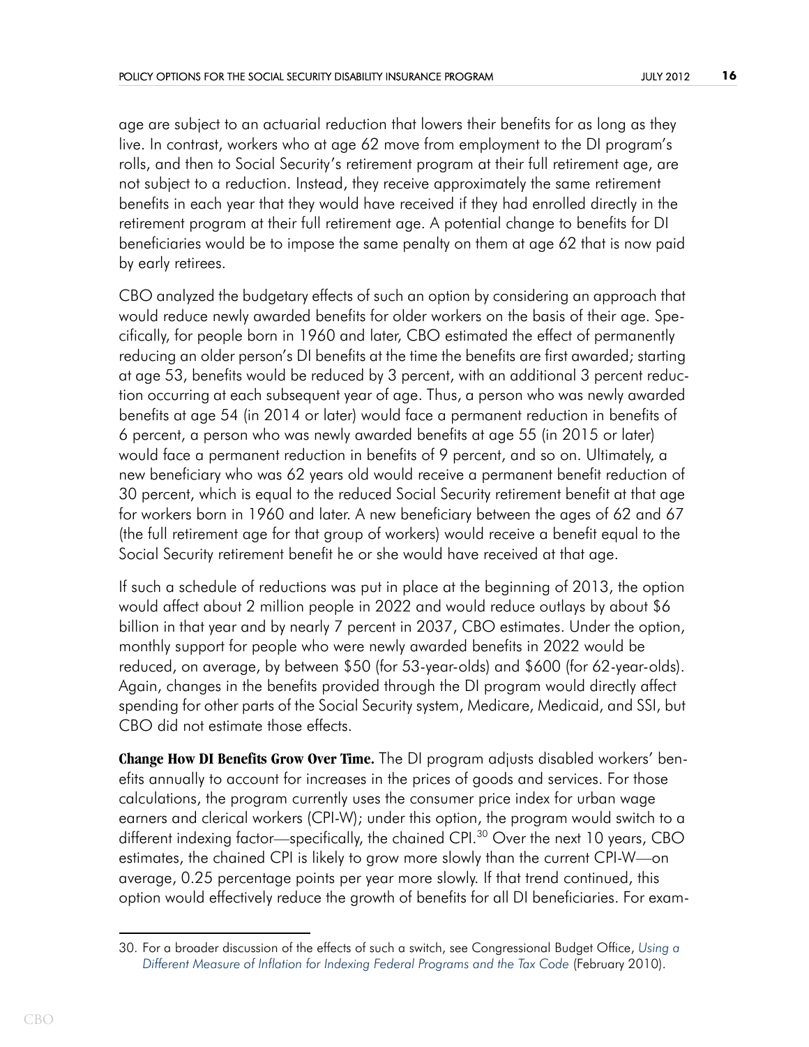age are subject to an actuarial reduction that lowers their benefits for as long as they live. In contrast, workers who at age 62 move from employment to the DI program's rolls, and then to Social Security's retirement program at their full retirement age, are not subject to a reduction. Instead, they receive approximately the same retirement benefits in each year that they would have received if they had enrolled directly in the retirement program at their full retirement age. A potential change to benefits for DI beneficiaries would be to impose the same penalty on them at age 62 that is now paid by early retirees.

CBO analyzed the budgetary effects of such an option by considering an approach that would reduce newly awarded benefits for older workers on the basis of their age. Specifically, for people born in 1960 and later, CBO estimated the effect of permanently reducing an older person's DI benefits at the time the benefits are first awarded; starting at age 53, benefits would be reduced by 3 percent, with an additional 3 percent reduction occurring at each subsequent year of age. Thus, a person who was newly awarded benefits at age 54 (in 2014 or later) would face a permanent reduction in benefits of 6 percent, a person who was newly awarded benefits at age 55 (in 2015 or later) would face a permanent reduction in benefits of 9 percent, and so on. Ultimately, a new beneficiary who was 62 years old would receive a permanent benefit reduction of 30 percent, which is equal to the reduced Social Security retirement benefit at that age for workers born in 1960 and later. A new beneficiary between the ages of 62 and 67 (the full retirement age for that group of workers) would receive a benefit equal to the Social Security retirement benefit he or she would have received at that age.

If such a schedule of reductions was put in place at the beginning of 2013, the option would affect about 2 million people in 2022 and would reduce outlays by about $6 billion in that year and by nearly 7 percent in 2037, CBO estimates. Under the option, monthly support for people who were newly awarded benefits in 2022 would be reduced, on average, by between $50 (for 53-year-olds) and $600 (for 62-year-olds). Again, changes in the benefits provided through the DI program would directly affect spending for other parts of the Social Security system, Medicare, Medicaid, and SSI, but CBO did not estimate those effects.

**Change How DI Benefits Grow Over Time.** The DI program adjusts disabled workers' benefits annually to account for increases in the prices of goods and services. For those calculations, the program currently uses the consumer price index for urban wage earners and clerical workers (CPI-W); under this option, the program would switch to a different indexing factor—specifically, the chained CPI.[30] Over the next 10 years, CBO estimates, the chained CPI is likely to grow more slowly than the current CPI-W—on average, 0.25 percentage points per year more slowly. If that trend continued, this option would effectively reduce the growth of benefits for all DI beneficiaries. For exam-

30. For a broader discussion of the effects of such a switch, see Congressional Budget Office, *Using a Different Measure of Inflation for Indexing Federal Programs and the Tax Code* (February 2010).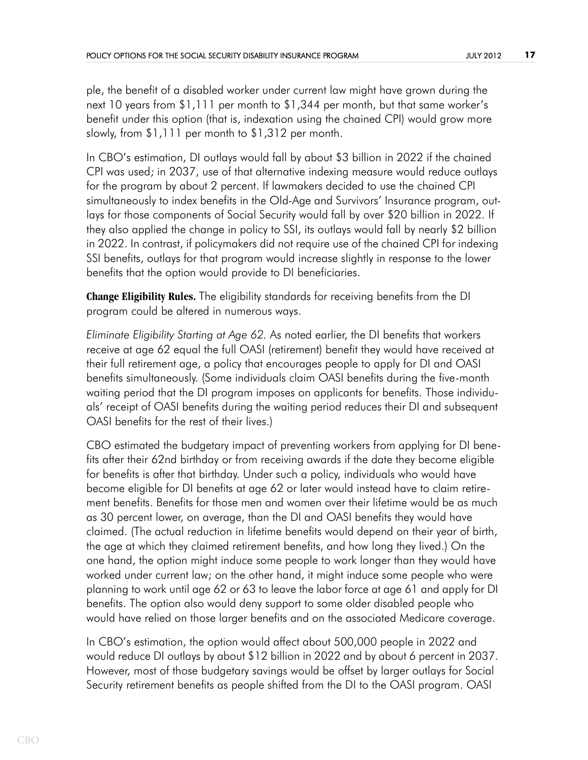ple, the benefit of a disabled worker under current law might have grown during the next 10 years from $1,111 per month to $1,344 per month, but that same worker's benefit under this option (that is, indexation using the chained CPI) would grow more slowly, from $1,111 per month to $1,312 per month.

In CBO's estimation, DI outlays would fall by about $3 billion in 2022 if the chained CPI was used; in 2037, use of that alternative indexing measure would reduce outlays for the program by about 2 percent. If lawmakers decided to use the chained CPI simultaneously to index benefits in the Old-Age and Survivors' Insurance program, outlays for those components of Social Security would fall by over $20 billion in 2022. If they also applied the change in policy to SSI, its outlays would fall by nearly $2 billion in 2022. In contrast, if policymakers did not require use of the chained CPI for indexing SSI benefits, outlays for that program would increase slightly in response to the lower benefits that the option would provide to DI beneficiaries.

**Change Eligibility Rules.** The eligibility standards for receiving benefits from the DI program could be altered in numerous ways.

*Eliminate Eligibility Starting at Age 62.* As noted earlier, the DI benefits that workers receive at age 62 equal the full OASI (retirement) benefit they would have received at their full retirement age, a policy that encourages people to apply for DI and OASI benefits simultaneously. (Some individuals claim OASI benefits during the five-month waiting period that the DI program imposes on applicants for benefits. Those individuals' receipt of OASI benefits during the waiting period reduces their DI and subsequent OASI benefits for the rest of their lives.)

CBO estimated the budgetary impact of preventing workers from applying for DI benefits after their 62nd birthday or from receiving awards if the date they become eligible for benefits is after that birthday. Under such a policy, individuals who would have become eligible for DI benefits at age 62 or later would instead have to claim retirement benefits. Benefits for those men and women over their lifetime would be as much as 30 percent lower, on average, than the DI and OASI benefits they would have claimed. (The actual reduction in lifetime benefits would depend on their year of birth, the age at which they claimed retirement benefits, and how long they lived.) On the one hand, the option might induce some people to work longer than they would have worked under current law; on the other hand, it might induce some people who were planning to work until age 62 or 63 to leave the labor force at age 61 and apply for DI benefits. The option also would deny support to some older disabled people who would have relied on those larger benefits and on the associated Medicare coverage.

In CBO's estimation, the option would affect about 500,000 people in 2022 and would reduce DI outlays by about $12 billion in 2022 and by about 6 percent in 2037. However, most of those budgetary savings would be offset by larger outlays for Social Security retirement benefits as people shifted from the DI to the OASI program. OASI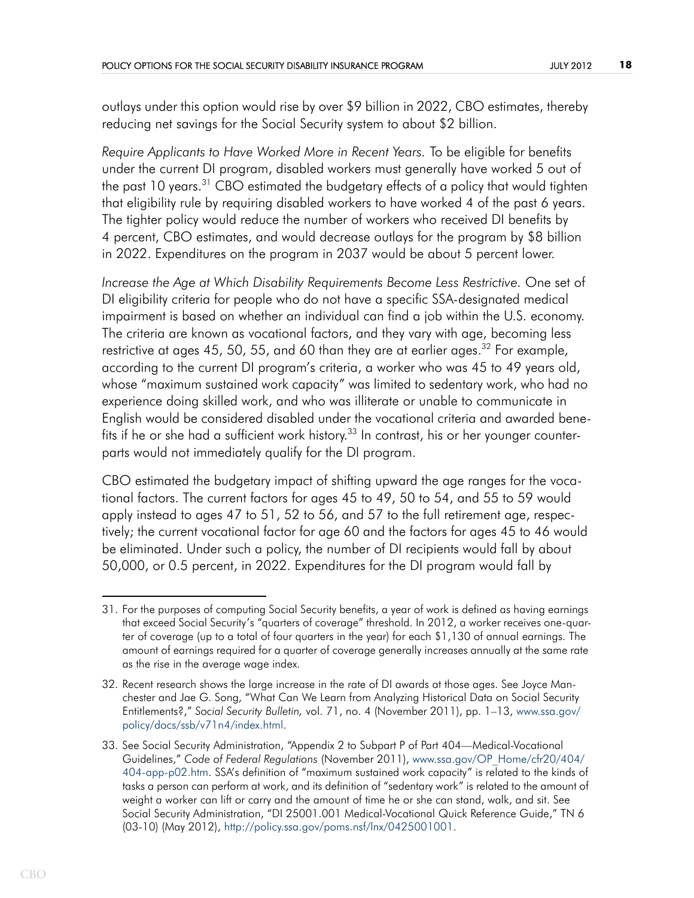outlays under this option would rise by over $9 billion in 2022, CBO estimates, thereby reducing net savings for the Social Security system to about $2 billion.

*Require Applicants to Have Worked More in Recent Years.* To be eligible for benefits under the current DI program, disabled workers must generally have worked 5 out of the past 10 years.[31] CBO estimated the budgetary effects of a policy that would tighten that eligibility rule by requiring disabled workers to have worked 4 of the past 6 years. The tighter policy would reduce the number of workers who received DI benefits by 4 percent, CBO estimates, and would decrease outlays for the program by $8 billion in 2022. Expenditures on the program in 2037 would be about 5 percent lower.

*Increase the Age at Which Disability Requirements Become Less Restrictive.* One set of DI eligibility criteria for people who do not have a specific SSA-designated medical impairment is based on whether an individual can find a job within the U.S. economy. The criteria are known as vocational factors, and they vary with age, becoming less restrictive at ages 45, 50, 55, and 60 than they are at earlier ages.[32] For example, according to the current DI program's criteria, a worker who was 45 to 49 years old, whose "maximum sustained work capacity" was limited to sedentary work, who had no experience doing skilled work, and who was illiterate or unable to communicate in English would be considered disabled under the vocational criteria and awarded benefits if he or she had a sufficient work history.[33] In contrast, his or her younger counterparts would not immediately qualify for the DI program.

CBO estimated the budgetary impact of shifting upward the age ranges for the vocational factors. The current factors for ages 45 to 49, 50 to 54, and 55 to 59 would apply instead to ages 47 to 51, 52 to 56, and 57 to the full retirement age, respectively; the current vocational factor for age 60 and the factors for ages 45 to 46 would be eliminated. Under such a policy, the number of DI recipients would fall by about 50,000, or 0.5 percent, in 2022. Expenditures for the DI program would fall by

---

31. For the purposes of computing Social Security benefits, a year of work is defined as having earnings that exceed Social Security's "quarters of coverage" threshold. In 2012, a worker receives one-quarter of coverage (up to a total of four quarters in the year) for each $1,130 of annual earnings. The amount of earnings required for a quarter of coverage generally increases annually at the same rate as the rise in the average wage index.

32. Recent research shows the large increase in the rate of DI awards at those ages. See Joyce Manchester and Jae G. Song, "What Can We Learn from Analyzing Historical Data on Social Security Entitlements?," *Social Security Bulletin,* vol. 71, no. 4 (November 2011), pp. 1–13, www.ssa.gov/policy/docs/ssb/v71n4/index.html.

33. See Social Security Administration, "Appendix 2 to Subpart P of Part 404—Medical-Vocational Guidelines," *Code of Federal Regulations* (November 2011), www.ssa.gov/OP_Home/cfr20/404/404-app-p02.htm. SSA's definition of "maximum sustained work capacity" is related to the kinds of tasks a person can perform at work, and its definition of "sedentary work" is related to the amount of weight a worker can lift or carry and the amount of time he or she can stand, walk, and sit. See Social Security Administration, "DI 25001.001 Medical-Vocational Quick Reference Guide," TN 6 (03-10) (May 2012), http://policy.ssa.gov/poms.nsf/lnx/0425001001.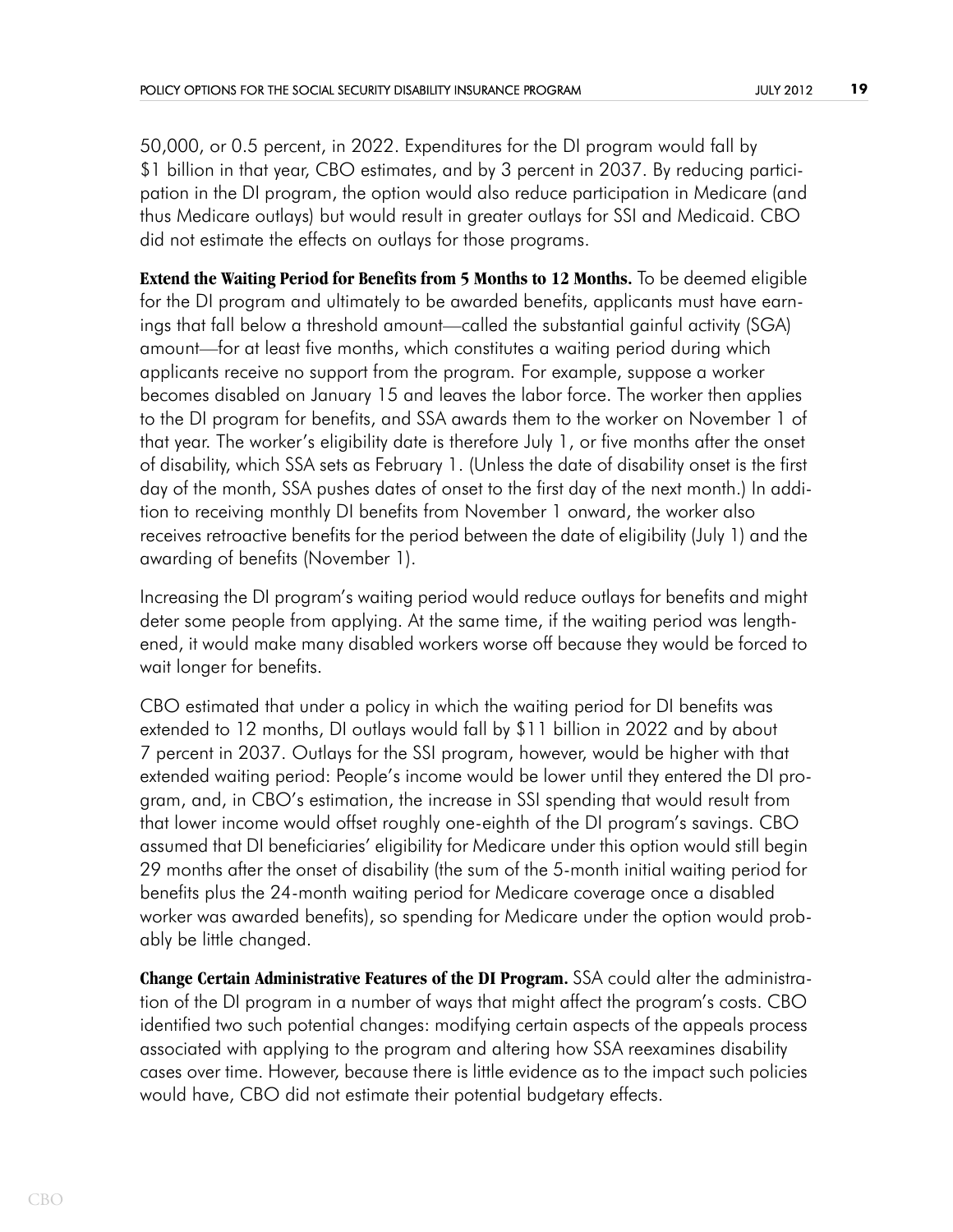50,000, or 0.5 percent, in 2022. Expenditures for the DI program would fall by $1 billion in that year, CBO estimates, and by 3 percent in 2037. By reducing participation in the DI program, the option would also reduce participation in Medicare (and thus Medicare outlays) but would result in greater outlays for SSI and Medicaid. CBO did not estimate the effects on outlays for those programs.

**Extend the Waiting Period for Benefits from 5 Months to 12 Months.** To be deemed eligible for the DI program and ultimately to be awarded benefits, applicants must have earnings that fall below a threshold amount—called the substantial gainful activity (SGA) amount—for at least five months, which constitutes a waiting period during which applicants receive no support from the program. For example, suppose a worker becomes disabled on January 15 and leaves the labor force. The worker then applies to the DI program for benefits, and SSA awards them to the worker on November 1 of that year. The worker's eligibility date is therefore July 1, or five months after the onset of disability, which SSA sets as February 1. (Unless the date of disability onset is the first day of the month, SSA pushes dates of onset to the first day of the next month.) In addition to receiving monthly DI benefits from November 1 onward, the worker also receives retroactive benefits for the period between the date of eligibility (July 1) and the awarding of benefits (November 1).

Increasing the DI program's waiting period would reduce outlays for benefits and might deter some people from applying. At the same time, if the waiting period was lengthened, it would make many disabled workers worse off because they would be forced to wait longer for benefits.

CBO estimated that under a policy in which the waiting period for DI benefits was extended to 12 months, DI outlays would fall by $11 billion in 2022 and by about 7 percent in 2037. Outlays for the SSI program, however, would be higher with that extended waiting period: People's income would be lower until they entered the DI program, and, in CBO's estimation, the increase in SSI spending that would result from that lower income would offset roughly one-eighth of the DI program's savings. CBO assumed that DI beneficiaries' eligibility for Medicare under this option would still begin 29 months after the onset of disability (the sum of the 5-month initial waiting period for benefits plus the 24-month waiting period for Medicare coverage once a disabled worker was awarded benefits), so spending for Medicare under the option would probably be little changed.

**Change Certain Administrative Features of the DI Program.** SSA could alter the administration of the DI program in a number of ways that might affect the program's costs. CBO identified two such potential changes: modifying certain aspects of the appeals process associated with applying to the program and altering how SSA reexamines disability cases over time. However, because there is little evidence as to the impact such policies would have, CBO did not estimate their potential budgetary effects.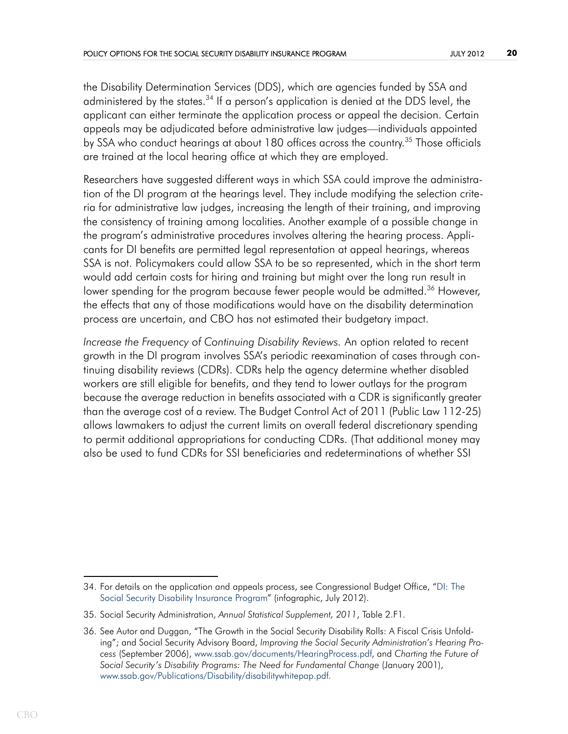the Disability Determination Services (DDS), which are agencies funded by SSA and administered by the states.[34] If a person's application is denied at the DDS level, the applicant can either terminate the application process or appeal the decision. Certain appeals may be adjudicated before administrative law judges—individuals appointed by SSA who conduct hearings at about 180 offices across the country.[35] Those officials are trained at the local hearing office at which they are employed.

Researchers have suggested different ways in which SSA could improve the administration of the DI program at the hearings level. They include modifying the selection criteria for administrative law judges, increasing the length of their training, and improving the consistency of training among localities. Another example of a possible change in the program's administrative procedures involves altering the hearing process. Applicants for DI benefits are permitted legal representation at appeal hearings, whereas SSA is not. Policymakers could allow SSA to be so represented, which in the short term would add certain costs for hiring and training but might over the long run result in lower spending for the program because fewer people would be admitted.[36] However, the effects that any of those modifications would have on the disability determination process are uncertain, and CBO has not estimated their budgetary impact.

*Increase the Frequency of Continuing Disability Reviews.* An option related to recent growth in the DI program involves SSA's periodic reexamination of cases through continuing disability reviews (CDRs). CDRs help the agency determine whether disabled workers are still eligible for benefits, and they tend to lower outlays for the program because the average reduction in benefits associated with a CDR is significantly greater than the average cost of a review. The Budget Control Act of 2011 (Public Law 112-25) allows lawmakers to adjust the current limits on overall federal discretionary spending to permit additional appropriations for conducting CDRs. (That additional money may also be used to fund CDRs for SSI beneficiaries and redeterminations of whether SSI

---

34. For details on the application and appeals process, see Congressional Budget Office, "DI: The Social Security Disability Insurance Program" (infographic, July 2012).

35. Social Security Administration, *Annual Statistical Supplement, 2011*, Table 2.F1.

36. See Autor and Duggan, "The Growth in the Social Security Disability Rolls: A Fiscal Crisis Unfolding"; and Social Security Advisory Board, *Improving the Social Security Administration's Hearing Process* (September 2006), www.ssab.gov/documents/HearingProcess.pdf, and *Charting the Future of Social Security's Disability Programs: The Need for Fundamental Change* (January 2001), www.ssab.gov/Publications/Disability/disabilitywhitepap.pdf.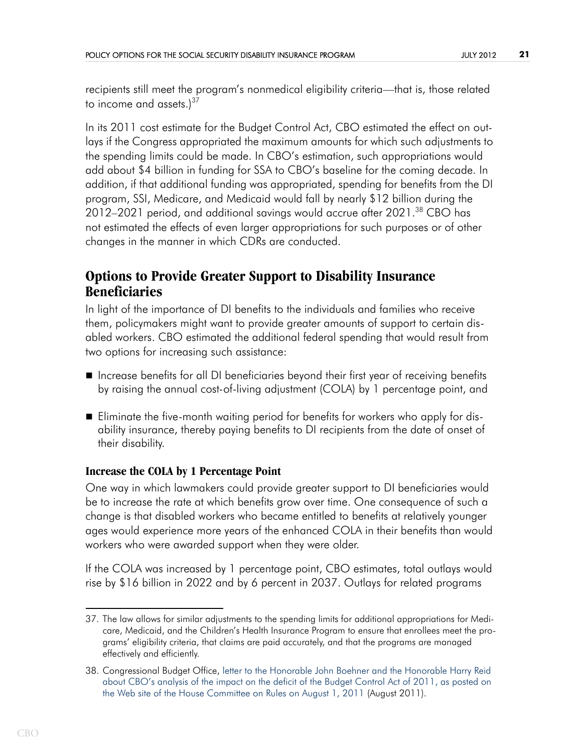recipients still meet the program's nonmedical eligibility criteria—that is, those related to income and assets.)[37]

In its 2011 cost estimate for the Budget Control Act, CBO estimated the effect on outlays if the Congress appropriated the maximum amounts for which such adjustments to the spending limits could be made. In CBO's estimation, such appropriations would add about $4 billion in funding for SSA to CBO's baseline for the coming decade. In addition, if that additional funding was appropriated, spending for benefits from the DI program, SSI, Medicare, and Medicaid would fall by nearly $12 billion during the 2012–2021 period, and additional savings would accrue after 2021.[38] CBO has not estimated the effects of even larger appropriations for such purposes or of other changes in the manner in which CDRs are conducted.

## Options to Provide Greater Support to Disability Insurance Beneficiaries

In light of the importance of DI benefits to the individuals and families who receive them, policymakers might want to provide greater amounts of support to certain disabled workers. CBO estimated the additional federal spending that would result from two options for increasing such assistance:

- Increase benefits for all DI beneficiaries beyond their first year of receiving benefits by raising the annual cost-of-living adjustment (COLA) by 1 percentage point, and
- Eliminate the five-month waiting period for benefits for workers who apply for disability insurance, thereby paying benefits to DI recipients from the date of onset of their disability.

### Increase the COLA by 1 Percentage Point

One way in which lawmakers could provide greater support to DI beneficiaries would be to increase the rate at which benefits grow over time. One consequence of such a change is that disabled workers who became entitled to benefits at relatively younger ages would experience more years of the enhanced COLA in their benefits than would workers who were awarded support when they were older.

If the COLA was increased by 1 percentage point, CBO estimates, total outlays would rise by $16 billion in 2022 and by 6 percent in 2037. Outlays for related programs

---

37. The law allows for similar adjustments to the spending limits for additional appropriations for Medicare, Medicaid, and the Children's Health Insurance Program to ensure that enrollees meet the programs' eligibility criteria, that claims are paid accurately, and that the programs are managed effectively and efficiently.

38. Congressional Budget Office, letter to the Honorable John Boehner and the Honorable Harry Reid about CBO's analysis of the impact on the deficit of the Budget Control Act of 2011, as posted on the Web site of the House Committee on Rules on August 1, 2011 (August 2011).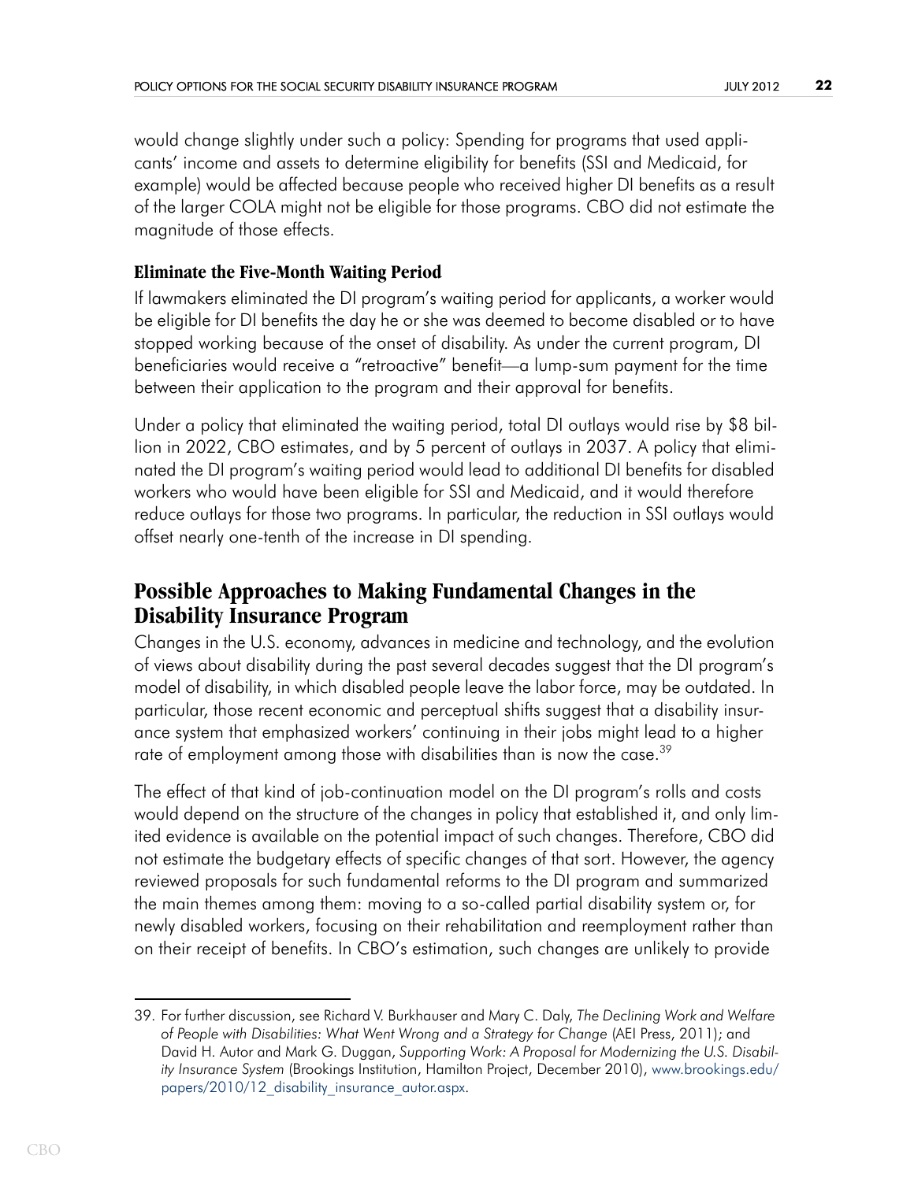would change slightly under such a policy: Spending for programs that used applicants' income and assets to determine eligibility for benefits (SSI and Medicaid, for example) would be affected because people who received higher DI benefits as a result of the larger COLA might not be eligible for those programs. CBO did not estimate the magnitude of those effects.

### Eliminate the Five-Month Waiting Period

If lawmakers eliminated the DI program's waiting period for applicants, a worker would be eligible for DI benefits the day he or she was deemed to become disabled or to have stopped working because of the onset of disability. As under the current program, DI beneficiaries would receive a "retroactive" benefit—a lump-sum payment for the time between their application to the program and their approval for benefits.

Under a policy that eliminated the waiting period, total DI outlays would rise by $8 billion in 2022, CBO estimates, and by 5 percent of outlays in 2037. A policy that eliminated the DI program's waiting period would lead to additional DI benefits for disabled workers who would have been eligible for SSI and Medicaid, and it would therefore reduce outlays for those two programs. In particular, the reduction in SSI outlays would offset nearly one-tenth of the increase in DI spending.

## Possible Approaches to Making Fundamental Changes in the Disability Insurance Program

Changes in the U.S. economy, advances in medicine and technology, and the evolution of views about disability during the past several decades suggest that the DI program's model of disability, in which disabled people leave the labor force, may be outdated. In particular, those recent economic and perceptual shifts suggest that a disability insurance system that emphasized workers' continuing in their jobs might lead to a higher rate of employment among those with disabilities than is now the case.[39]

The effect of that kind of job-continuation model on the DI program's rolls and costs would depend on the structure of the changes in policy that established it, and only limited evidence is available on the potential impact of such changes. Therefore, CBO did not estimate the budgetary effects of specific changes of that sort. However, the agency reviewed proposals for such fundamental reforms to the DI program and summarized the main themes among them: moving to a so-called partial disability system or, for newly disabled workers, focusing on their rehabilitation and reemployment rather than on their receipt of benefits. In CBO's estimation, such changes are unlikely to provide

39. For further discussion, see Richard V. Burkhauser and Mary C. Daly, *The Declining Work and Welfare of People with Disabilities: What Went Wrong and a Strategy for Change* (AEI Press, 2011); and David H. Autor and Mark G. Duggan, *Supporting Work: A Proposal for Modernizing the U.S. Disability Insurance System* (Brookings Institution, Hamilton Project, December 2010), www.brookings.edu/papers/2010/12_disability_insurance_autor.aspx.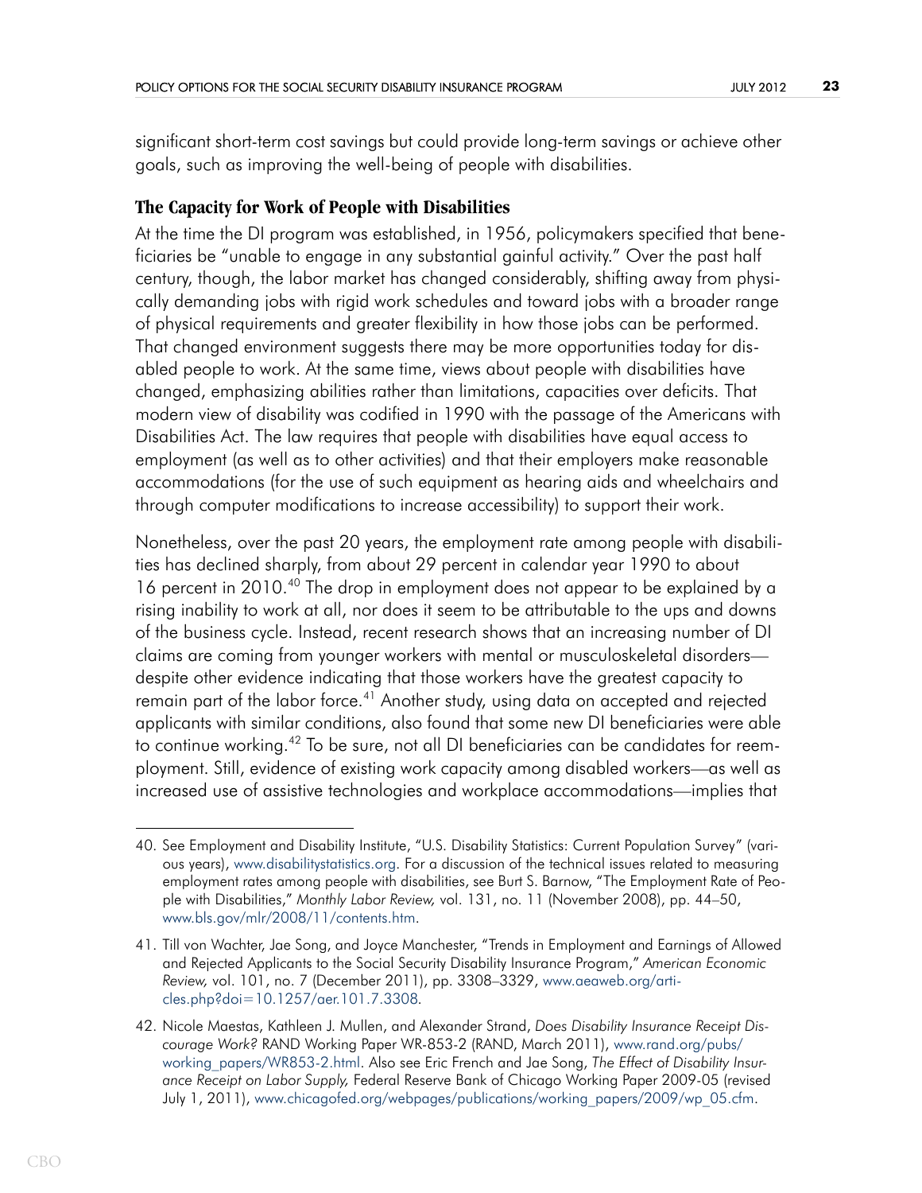significant short-term cost savings but could provide long-term savings or achieve other goals, such as improving the well-being of people with disabilities.

### The Capacity for Work of People with Disabilities

At the time the DI program was established, in 1956, policymakers specified that beneficiaries be "unable to engage in any substantial gainful activity." Over the past half century, though, the labor market has changed considerably, shifting away from physically demanding jobs with rigid work schedules and toward jobs with a broader range of physical requirements and greater flexibility in how those jobs can be performed. That changed environment suggests there may be more opportunities today for disabled people to work. At the same time, views about people with disabilities have changed, emphasizing abilities rather than limitations, capacities over deficits. That modern view of disability was codified in 1990 with the passage of the Americans with Disabilities Act. The law requires that people with disabilities have equal access to employment (as well as to other activities) and that their employers make reasonable accommodations (for the use of such equipment as hearing aids and wheelchairs and through computer modifications to increase accessibility) to support their work.

Nonetheless, over the past 20 years, the employment rate among people with disabilities has declined sharply, from about 29 percent in calendar year 1990 to about 16 percent in 2010.[40] The drop in employment does not appear to be explained by a rising inability to work at all, nor does it seem to be attributable to the ups and downs of the business cycle. Instead, recent research shows that an increasing number of DI claims are coming from younger workers with mental or musculoskeletal disorders—despite other evidence indicating that those workers have the greatest capacity to remain part of the labor force.[41] Another study, using data on accepted and rejected applicants with similar conditions, also found that some new DI beneficiaries were able to continue working.[42] To be sure, not all DI beneficiaries can be candidates for reemployment. Still, evidence of existing work capacity among disabled workers—as well as increased use of assistive technologies and workplace accommodations—implies that

---

40. See Employment and Disability Institute, "U.S. Disability Statistics: Current Population Survey" (various years), www.disabilitystatistics.org. For a discussion of the technical issues related to measuring employment rates among people with disabilities, see Burt S. Barnow, "The Employment Rate of People with Disabilities," *Monthly Labor Review,* vol. 131, no. 11 (November 2008), pp. 44–50, www.bls.gov/mlr/2008/11/contents.htm.

41. Till von Wachter, Jae Song, and Joyce Manchester, "Trends in Employment and Earnings of Allowed and Rejected Applicants to the Social Security Disability Insurance Program," *American Economic Review,* vol. 101, no. 7 (December 2011), pp. 3308–3329, www.aeaweb.org/articles.php?doi=10.1257/aer.101.7.3308.

42. Nicole Maestas, Kathleen J. Mullen, and Alexander Strand, *Does Disability Insurance Receipt Discourage Work?* RAND Working Paper WR-853-2 (RAND, March 2011), www.rand.org/pubs/working_papers/WR853-2.html. Also see Eric French and Jae Song, *The Effect of Disability Insurance Receipt on Labor Supply,* Federal Reserve Bank of Chicago Working Paper 2009-05 (revised July 1, 2011), www.chicagofed.org/webpages/publications/working_papers/2009/wp_05.cfm.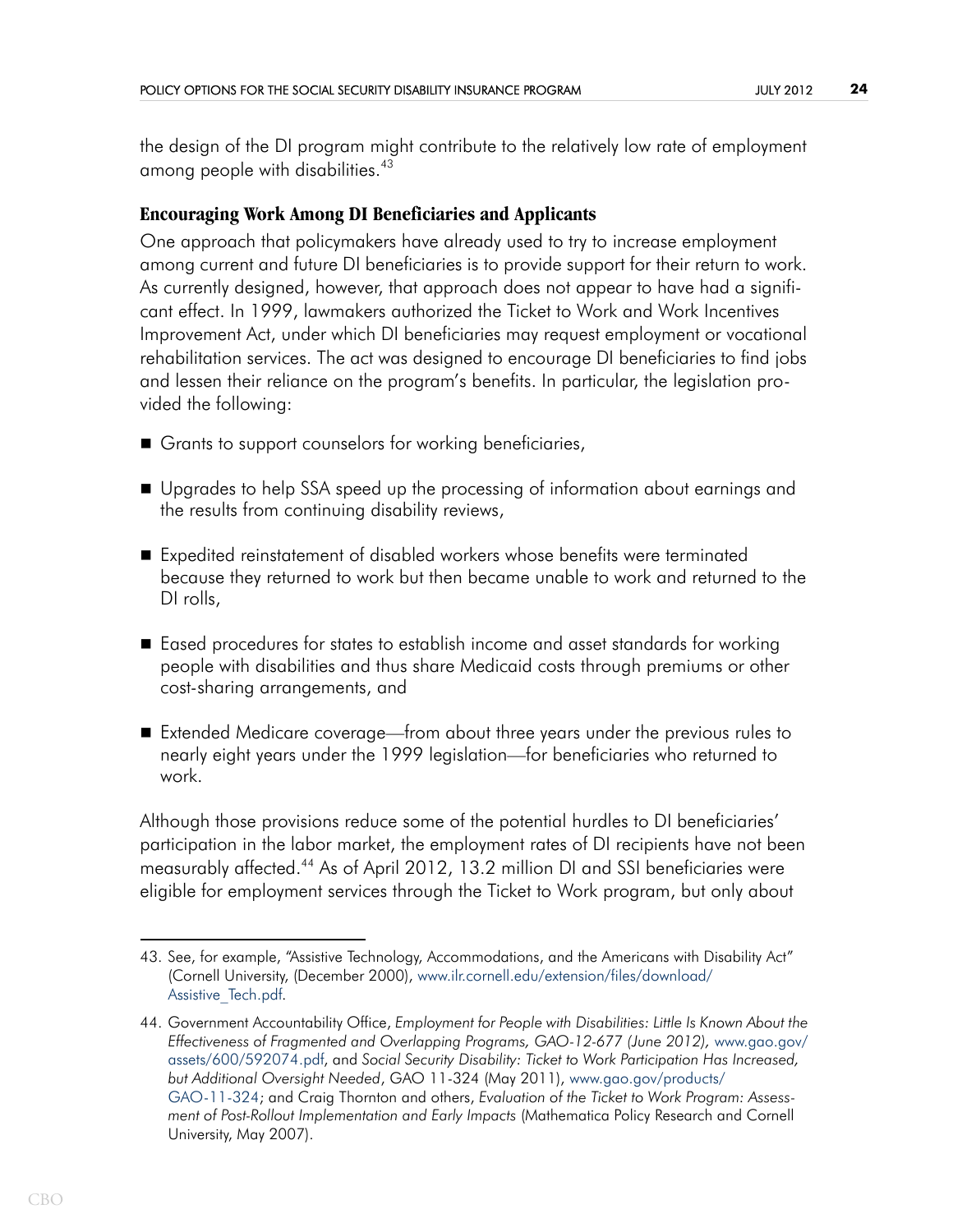the design of the DI program might contribute to the relatively low rate of employment among people with disabilities.[43]

### Encouraging Work Among DI Beneficiaries and Applicants

One approach that policymakers have already used to try to increase employment among current and future DI beneficiaries is to provide support for their return to work. As currently designed, however, that approach does not appear to have had a significant effect. In 1999, lawmakers authorized the Ticket to Work and Work Incentives Improvement Act, under which DI beneficiaries may request employment or vocational rehabilitation services. The act was designed to encourage DI beneficiaries to find jobs and lessen their reliance on the program's benefits. In particular, the legislation provided the following:

- Grants to support counselors for working beneficiaries,
- Upgrades to help SSA speed up the processing of information about earnings and the results from continuing disability reviews,
- Expedited reinstatement of disabled workers whose benefits were terminated because they returned to work but then became unable to work and returned to the DI rolls,
- Eased procedures for states to establish income and asset standards for working people with disabilities and thus share Medicaid costs through premiums or other cost-sharing arrangements, and
- Extended Medicare coverage—from about three years under the previous rules to nearly eight years under the 1999 legislation—for beneficiaries who returned to work.

Although those provisions reduce some of the potential hurdles to DI beneficiaries' participation in the labor market, the employment rates of DI recipients have not been measurably affected.[44] As of April 2012, 13.2 million DI and SSI beneficiaries were eligible for employment services through the Ticket to Work program, but only about

---

43. See, for example, "Assistive Technology, Accommodations, and the Americans with Disability Act" (Cornell University, (December 2000), www.ilr.cornell.edu/extension/files/download/Assistive_Tech.pdf.

44. Government Accountability Office, *Employment for People with Disabilities: Little Is Known About the Effectiveness of Fragmented and Overlapping Programs, GAO-12-677 (June 2012)*, www.gao.gov/assets/600/592074.pdf, and *Social Security Disability: Ticket to Work Participation Has Increased, but Additional Oversight Needed*, GAO 11-324 (May 2011), www.gao.gov/products/GAO-11-324; and Craig Thornton and others, *Evaluation of the Ticket to Work Program: Assessment of Post-Rollout Implementation and Early Impacts* (Mathematica Policy Research and Cornell University, May 2007).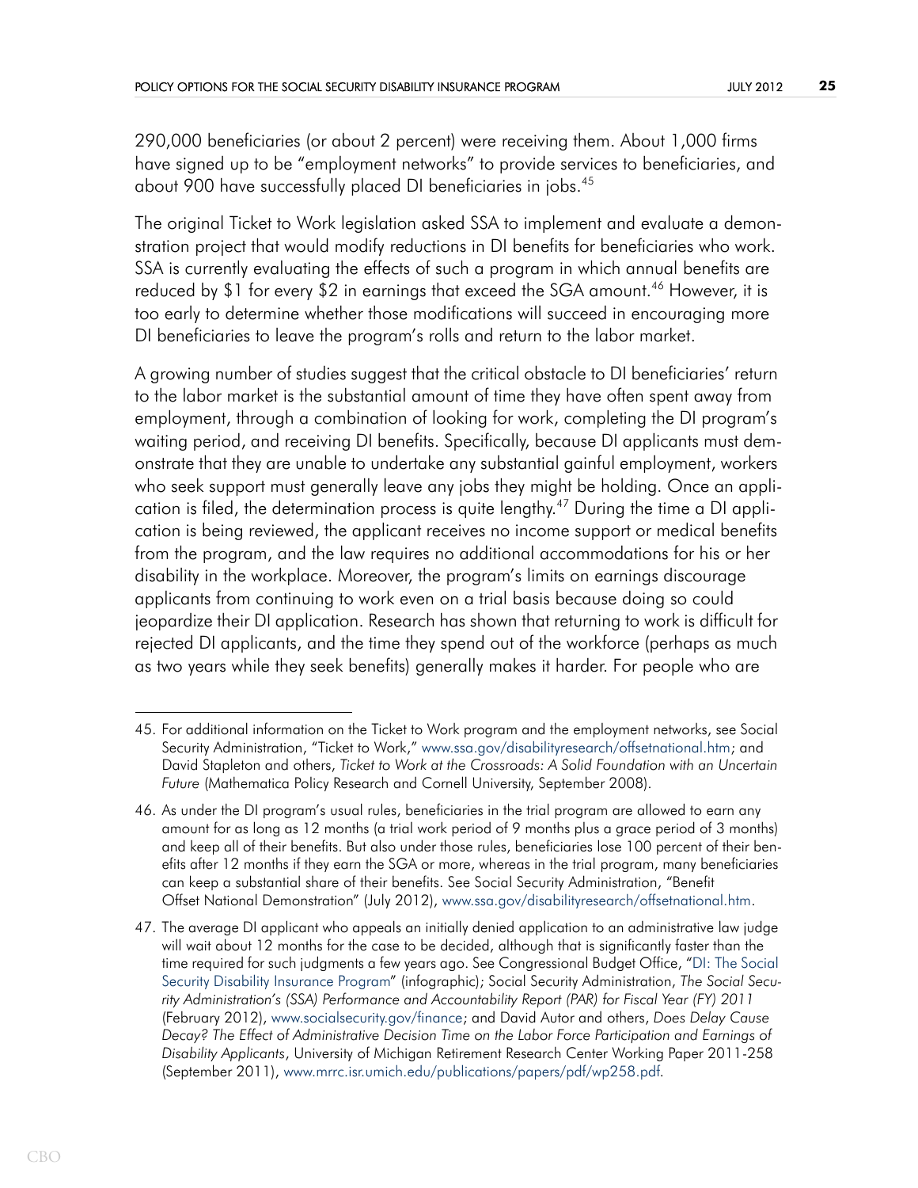290,000 beneficiaries (or about 2 percent) were receiving them. About 1,000 firms have signed up to be "employment networks" to provide services to beneficiaries, and about 900 have successfully placed DI beneficiaries in jobs.[45]

The original Ticket to Work legislation asked SSA to implement and evaluate a demonstration project that would modify reductions in DI benefits for beneficiaries who work. SSA is currently evaluating the effects of such a program in which annual benefits are reduced by $1 for every $2 in earnings that exceed the SGA amount.[46] However, it is too early to determine whether those modifications will succeed in encouraging more DI beneficiaries to leave the program's rolls and return to the labor market.

A growing number of studies suggest that the critical obstacle to DI beneficiaries' return to the labor market is the substantial amount of time they have often spent away from employment, through a combination of looking for work, completing the DI program's waiting period, and receiving DI benefits. Specifically, because DI applicants must demonstrate that they are unable to undertake any substantial gainful employment, workers who seek support must generally leave any jobs they might be holding. Once an application is filed, the determination process is quite lengthy.[47] During the time a DI application is being reviewed, the applicant receives no income support or medical benefits from the program, and the law requires no additional accommodations for his or her disability in the workplace. Moreover, the program's limits on earnings discourage applicants from continuing to work even on a trial basis because doing so could jeopardize their DI application. Research has shown that returning to work is difficult for rejected DI applicants, and the time they spend out of the workforce (perhaps as much as two years while they seek benefits) generally makes it harder. For people who are

---

45. For additional information on the Ticket to Work program and the employment networks, see Social Security Administration, "Ticket to Work," www.ssa.gov/disabilityresearch/offsetnational.htm; and David Stapleton and others, *Ticket to Work at the Crossroads: A Solid Foundation with an Uncertain Future* (Mathematica Policy Research and Cornell University, September 2008).

46. As under the DI program's usual rules, beneficiaries in the trial program are allowed to earn any amount for as long as 12 months (a trial work period of 9 months plus a grace period of 3 months) and keep all of their benefits. But also under those rules, beneficiaries lose 100 percent of their benefits after 12 months if they earn the SGA or more, whereas in the trial program, many beneficiaries can keep a substantial share of their benefits. See Social Security Administration, "Benefit Offset National Demonstration" (July 2012), www.ssa.gov/disabilityresearch/offsetnational.htm.

47. The average DI applicant who appeals an initially denied application to an administrative law judge will wait about 12 months for the case to be decided, although that is significantly faster than the time required for such judgments a few years ago. See Congressional Budget Office, "DI: The Social Security Disability Insurance Program" (infographic); Social Security Administration, *The Social Security Administration's (SSA) Performance and Accountability Report (PAR) for Fiscal Year (FY) 2011* (February 2012), www.socialsecurity.gov/finance; and David Autor and others, *Does Delay Cause Decay? The Effect of Administrative Decision Time on the Labor Force Participation and Earnings of Disability Applicants*, University of Michigan Retirement Research Center Working Paper 2011-258 (September 2011), www.mrrc.isr.umich.edu/publications/papers/pdf/wp258.pdf.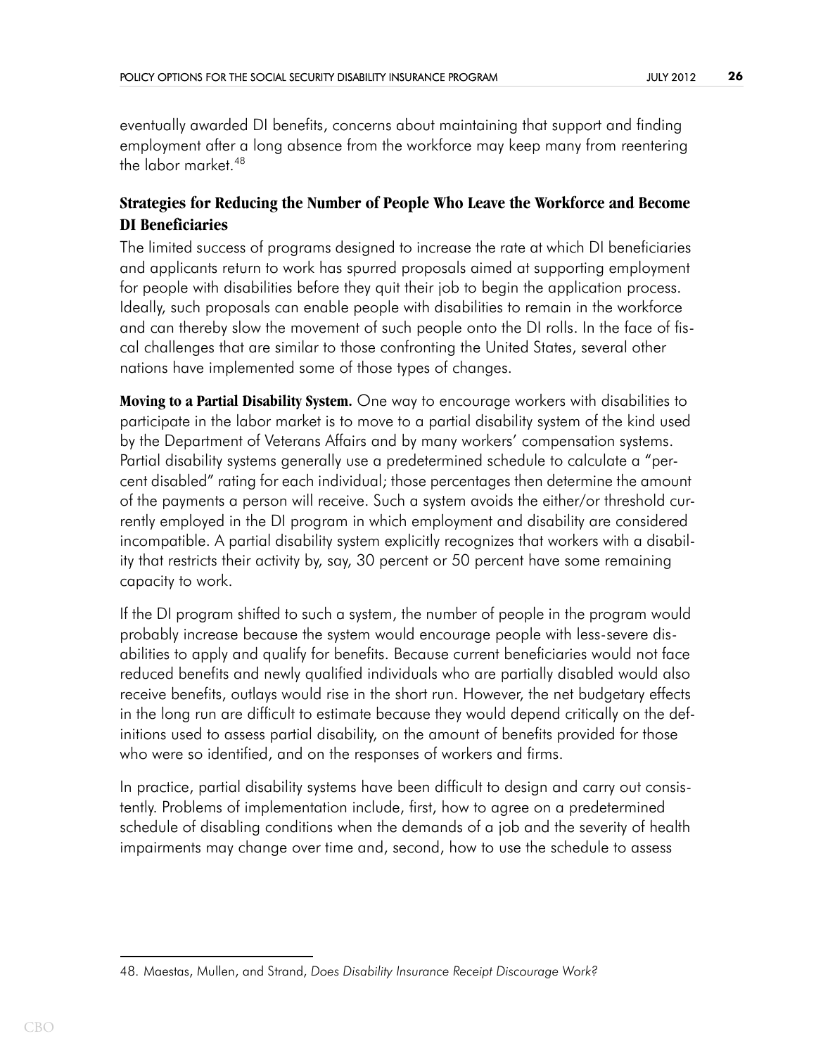eventually awarded DI benefits, concerns about maintaining that support and finding employment after a long absence from the workforce may keep many from reentering the labor market.[48]

### Strategies for Reducing the Number of People Who Leave the Workforce and Become DI Beneficiaries

The limited success of programs designed to increase the rate at which DI beneficiaries and applicants return to work has spurred proposals aimed at supporting employment for people with disabilities before they quit their job to begin the application process. Ideally, such proposals can enable people with disabilities to remain in the workforce and can thereby slow the movement of such people onto the DI rolls. In the face of fiscal challenges that are similar to those confronting the United States, several other nations have implemented some of those types of changes.

**Moving to a Partial Disability System.** One way to encourage workers with disabilities to participate in the labor market is to move to a partial disability system of the kind used by the Department of Veterans Affairs and by many workers' compensation systems. Partial disability systems generally use a predetermined schedule to calculate a "percent disabled" rating for each individual; those percentages then determine the amount of the payments a person will receive. Such a system avoids the either/or threshold currently employed in the DI program in which employment and disability are considered incompatible. A partial disability system explicitly recognizes that workers with a disability that restricts their activity by, say, 30 percent or 50 percent have some remaining capacity to work.

If the DI program shifted to such a system, the number of people in the program would probably increase because the system would encourage people with less-severe disabilities to apply and qualify for benefits. Because current beneficiaries would not face reduced benefits and newly qualified individuals who are partially disabled would also receive benefits, outlays would rise in the short run. However, the net budgetary effects in the long run are difficult to estimate because they would depend critically on the definitions used to assess partial disability, on the amount of benefits provided for those who were so identified, and on the responses of workers and firms.

In practice, partial disability systems have been difficult to design and carry out consistently. Problems of implementation include, first, how to agree on a predetermined schedule of disabling conditions when the demands of a job and the severity of health impairments may change over time and, second, how to use the schedule to assess

48. Maestas, Mullen, and Strand, *Does Disability Insurance Receipt Discourage Work?*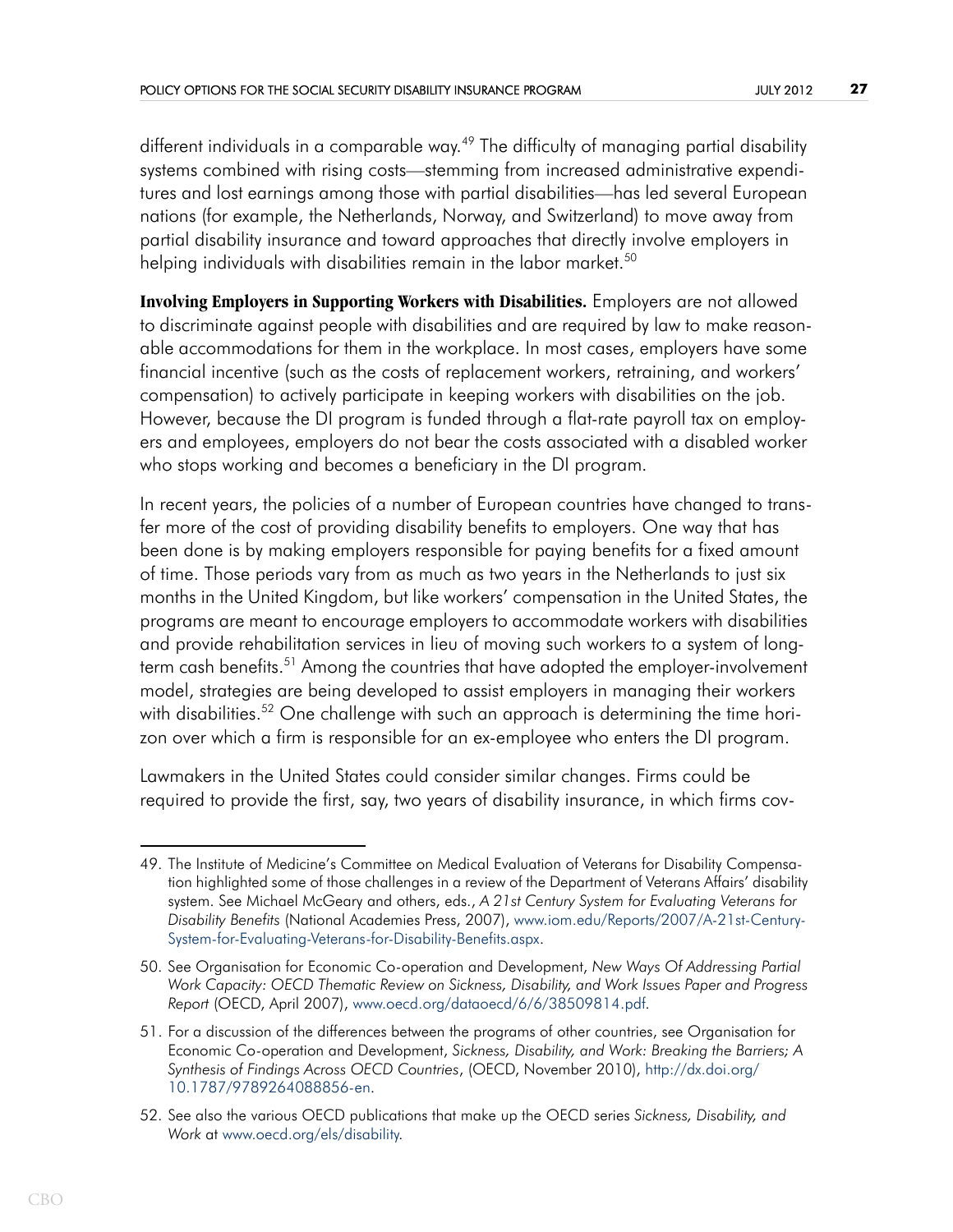different individuals in a comparable way.[49] The difficulty of managing partial disability systems combined with rising costs—stemming from increased administrative expenditures and lost earnings among those with partial disabilities—has led several European nations (for example, the Netherlands, Norway, and Switzerland) to move away from partial disability insurance and toward approaches that directly involve employers in helping individuals with disabilities remain in the labor market.[50]

**Involving Employers in Supporting Workers with Disabilities.** Employers are not allowed to discriminate against people with disabilities and are required by law to make reasonable accommodations for them in the workplace. In most cases, employers have some financial incentive (such as the costs of replacement workers, retraining, and workers' compensation) to actively participate in keeping workers with disabilities on the job. However, because the DI program is funded through a flat-rate payroll tax on employers and employees, employers do not bear the costs associated with a disabled worker who stops working and becomes a beneficiary in the DI program.

In recent years, the policies of a number of European countries have changed to transfer more of the cost of providing disability benefits to employers. One way that has been done is by making employers responsible for paying benefits for a fixed amount of time. Those periods vary from as much as two years in the Netherlands to just six months in the United Kingdom, but like workers' compensation in the United States, the programs are meant to encourage employers to accommodate workers with disabilities and provide rehabilitation services in lieu of moving such workers to a system of long-term cash benefits.[51] Among the countries that have adopted the employer-involvement model, strategies are being developed to assist employers in managing their workers with disabilities.[52] One challenge with such an approach is determining the time horizon over which a firm is responsible for an ex-employee who enters the DI program.

Lawmakers in the United States could consider similar changes. Firms could be required to provide the first, say, two years of disability insurance, in which firms cov-

---

49. The Institute of Medicine's Committee on Medical Evaluation of Veterans for Disability Compensation highlighted some of those challenges in a review of the Department of Veterans Affairs' disability system. See Michael McGeary and others, eds., *A 21st Century System for Evaluating Veterans for Disability Benefits* (National Academies Press, 2007), www.iom.edu/Reports/2007/A-21st-Century-System-for-Evaluating-Veterans-for-Disability-Benefits.aspx.

50. See Organisation for Economic Co-operation and Development, *New Ways Of Addressing Partial Work Capacity: OECD Thematic Review on Sickness, Disability, and Work Issues Paper and Progress Report* (OECD, April 2007), www.oecd.org/dataoecd/6/6/38509814.pdf.

51. For a discussion of the differences between the programs of other countries, see Organisation for Economic Co-operation and Development, *Sickness, Disability, and Work: Breaking the Barriers; A Synthesis of Findings Across OECD Countries*, (OECD, November 2010), http://dx.doi.org/10.1787/9789264088856-en.

52. See also the various OECD publications that make up the OECD series *Sickness, Disability, and Work* at www.oecd.org/els/disability.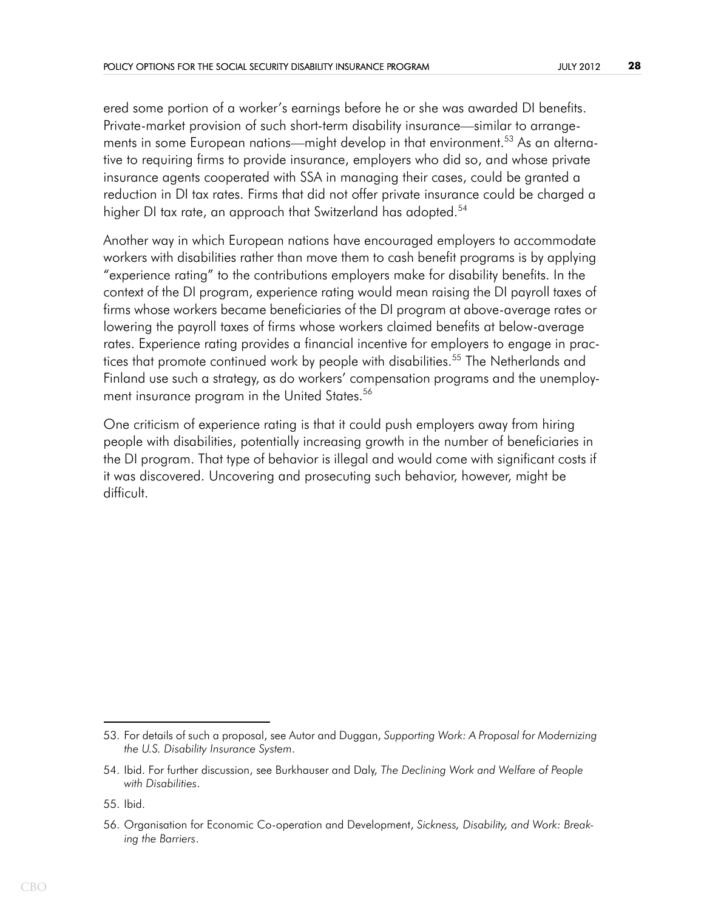ered some portion of a worker's earnings before he or she was awarded DI benefits. Private-market provision of such short-term disability insurance—similar to arrangements in some European nations—might develop in that environment.[53] As an alternative to requiring firms to provide insurance, employers who did so, and whose private insurance agents cooperated with SSA in managing their cases, could be granted a reduction in DI tax rates. Firms that did not offer private insurance could be charged a higher DI tax rate, an approach that Switzerland has adopted.[54]

Another way in which European nations have encouraged employers to accommodate workers with disabilities rather than move them to cash benefit programs is by applying "experience rating" to the contributions employers make for disability benefits. In the context of the DI program, experience rating would mean raising the DI payroll taxes of firms whose workers became beneficiaries of the DI program at above-average rates or lowering the payroll taxes of firms whose workers claimed benefits at below-average rates. Experience rating provides a financial incentive for employers to engage in practices that promote continued work by people with disabilities.[55] The Netherlands and Finland use such a strategy, as do workers' compensation programs and the unemployment insurance program in the United States.[56]

One criticism of experience rating is that it could push employers away from hiring people with disabilities, potentially increasing growth in the number of beneficiaries in the DI program. That type of behavior is illegal and would come with significant costs if it was discovered. Uncovering and prosecuting such behavior, however, might be difficult.

---

53. For details of such a proposal, see Autor and Duggan, *Supporting Work: A Proposal for Modernizing the U.S. Disability Insurance System*.

54. Ibid. For further discussion, see Burkhauser and Daly, *The Declining Work and Welfare of People with Disabilities*.

55. Ibid.

56. Organisation for Economic Co-operation and Development, *Sickness, Disability, and Work: Breaking the Barriers*.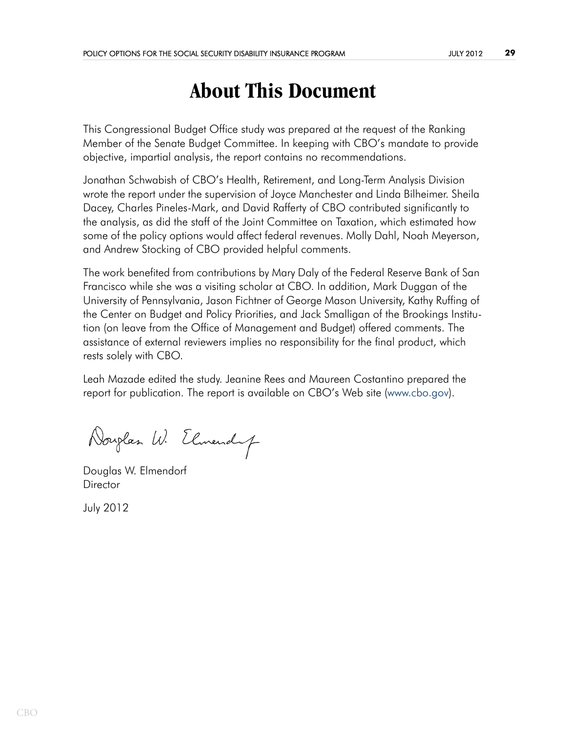# About This Document

This Congressional Budget Office study was prepared at the request of the Ranking Member of the Senate Budget Committee. In keeping with CBO's mandate to provide objective, impartial analysis, the report contains no recommendations.

Jonathan Schwabish of CBO's Health, Retirement, and Long-Term Analysis Division wrote the report under the supervision of Joyce Manchester and Linda Bilheimer. Sheila Dacey, Charles Pineles-Mark, and David Rafferty of CBO contributed significantly to the analysis, as did the staff of the Joint Committee on Taxation, which estimated how some of the policy options would affect federal revenues. Molly Dahl, Noah Meyerson, and Andrew Stocking of CBO provided helpful comments.

The work benefited from contributions by Mary Daly of the Federal Reserve Bank of San Francisco while she was a visiting scholar at CBO. In addition, Mark Duggan of the University of Pennsylvania, Jason Fichtner of George Mason University, Kathy Ruffing of the Center on Budget and Policy Priorities, and Jack Smalligan of the Brookings Institution (on leave from the Office of Management and Budget) offered comments. The assistance of external reviewers implies no responsibility for the final product, which rests solely with CBO.

Leah Mazade edited the study. Jeanine Rees and Maureen Costantino prepared the report for publication. The report is available on CBO's Web site (www.cbo.gov).

Douglas W. Elmendorf
Director

July 2012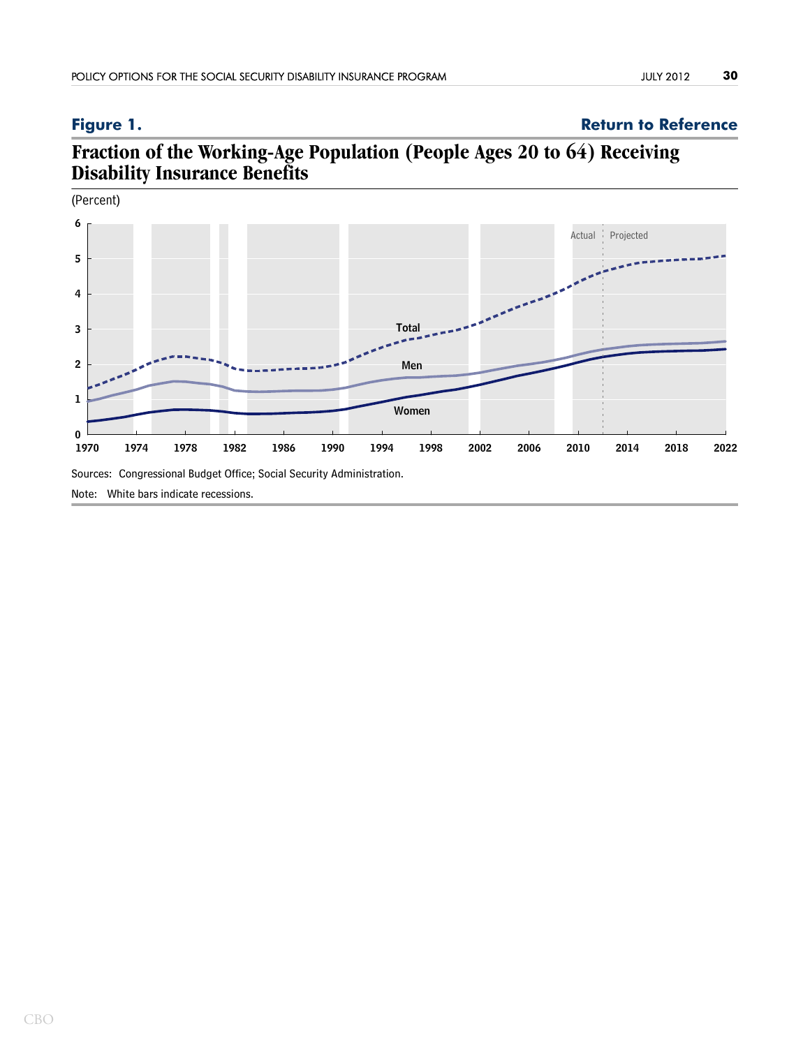**Figure 1.** **Return to Reference**

## Fraction of the Working-Age Population (People Ages 20 to 64) Receiving Disability Insurance Benefits

(Percent)

Sources: Congressional Budget Office; Social Security Administration.

Note: White bars indicate recessions.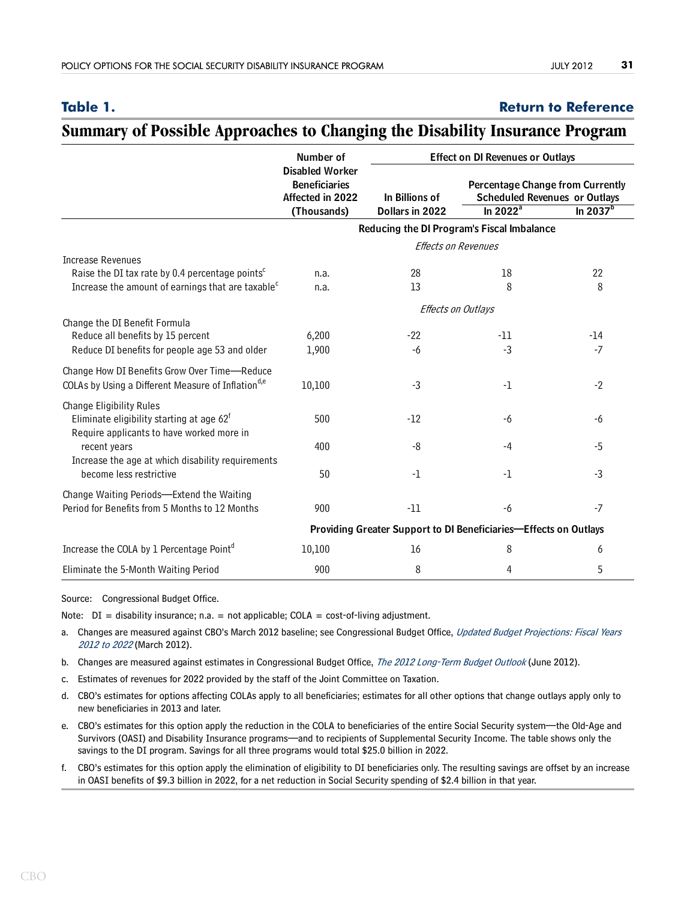**Table 1.** **Return to Reference**

## Summary of Possible Approaches to Changing the Disability Insurance Program

| | Number of Disabled Worker Beneficiaries Affected in 2022 (Thousands) | Effect on DI Revenues or Outlays | | |
|---|---|---|---|---|
| | | In Billions of Dollars in 2022 | Percentage Change from Currently Scheduled Revenues or Outlays | |
| | | | In 2022[a] | In 2037[b] |
| | **Reducing the DI Program's Fiscal Imbalance** | | | |
| | *Effects on Revenues* | | | |
| Increase Revenues | | | | |
| Raise the DI tax rate by 0.4 percentage points[c] | n.a. | 28 | 18 | 22 |
| Increase the amount of earnings that are taxable[c] | n.a. | 13 | 8 | 8 |
| | *Effects on Outlays* | | | |
| Change the DI Benefit Formula | | | | |
| Reduce all benefits by 15 percent | 6,200 | -22 | -11 | -14 |
| Reduce DI benefits for people age 53 and older | 1,900 | -6 | -3 | -7 |
| Change How DI Benefits Grow Over Time—Reduce COLAs by Using a Different Measure of Inflation[d,e] | 10,100 | -3 | -1 | -2 |
| Change Eligibility Rules | | | | |
| Eliminate eligibility starting at age 62[f] | 500 | -12 | -6 | -6 |
| Require applicants to have worked more in recent years | 400 | -8 | -4 | -5 |
| Increase the age at which disability requirements become less restrictive | 50 | -1 | -1 | -3 |
| Change Waiting Periods—Extend the Waiting Period for Benefits from 5 Months to 12 Months | 900 | -11 | -6 | -7 |
| | **Providing Greater Support to DI Beneficiaries—Effects on Outlays** | | | |
| Increase the COLA by 1 Percentage Point[d] | 10,100 | 16 | 8 | 6 |
| Eliminate the 5-Month Waiting Period | 900 | 8 | 4 | 5 |

Source: Congressional Budget Office.

Note: DI = disability insurance; n.a. = not applicable; COLA = cost-of-living adjustment.

a. Changes are measured against CBO's March 2012 baseline; see Congressional Budget Office, *Updated Budget Projections: Fiscal Years 2012 to 2022* (March 2012).

b. Changes are measured against estimates in Congressional Budget Office, *The 2012 Long-Term Budget Outlook* (June 2012).

c. Estimates of revenues for 2022 provided by the staff of the Joint Committee on Taxation.

d. CBO's estimates for options affecting COLAs apply to all beneficiaries; estimates for all other options that change outlays apply only to new beneficiaries in 2013 and later.

e. CBO's estimates for this option apply the reduction in the COLA to beneficiaries of the entire Social Security system—the Old-Age and Survivors (OASI) and Disability Insurance programs—and to recipients of Supplemental Security Income. The table shows only the savings to the DI program. Savings for all three programs would total $25.0 billion in 2022.

f. CBO's estimates for this option apply the elimination of eligibility to DI beneficiaries only. The resulting savings are offset by an increase in OASI benefits of $9.3 billion in 2022, for a net reduction in Social Security spending of $2.4 billion in that year.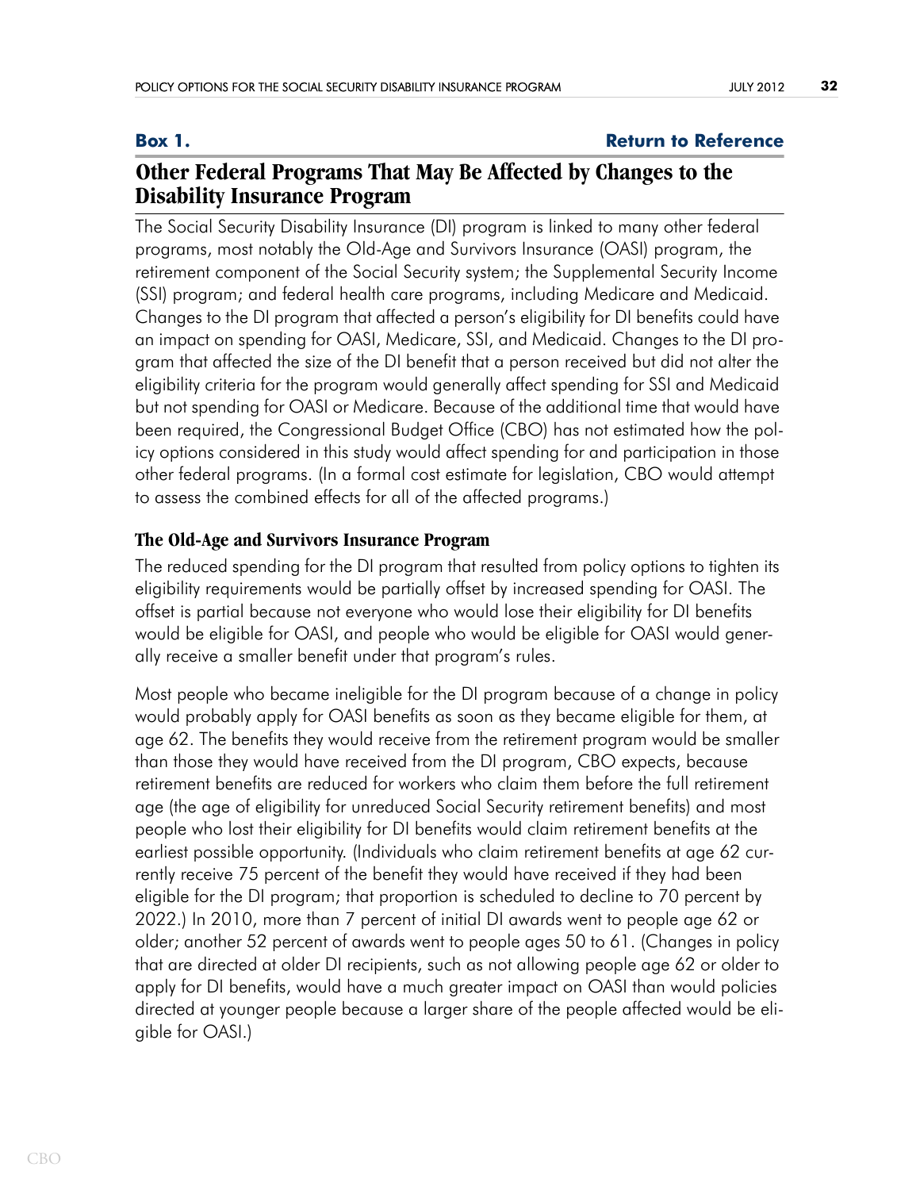**Box 1.** **Return to Reference**

## Other Federal Programs That May Be Affected by Changes to the Disability Insurance Program

The Social Security Disability Insurance (DI) program is linked to many other federal programs, most notably the Old-Age and Survivors Insurance (OASI) program, the retirement component of the Social Security system; the Supplemental Security Income (SSI) program; and federal health care programs, including Medicare and Medicaid. Changes to the DI program that affected a person's eligibility for DI benefits could have an impact on spending for OASI, Medicare, SSI, and Medicaid. Changes to the DI program that affected the size of the DI benefit that a person received but did not alter the eligibility criteria for the program would generally affect spending for SSI and Medicaid but not spending for OASI or Medicare. Because of the additional time that would have been required, the Congressional Budget Office (CBO) has not estimated how the policy options considered in this study would affect spending for and participation in those other federal programs. (In a formal cost estimate for legislation, CBO would attempt to assess the combined effects for all of the affected programs.)

### The Old-Age and Survivors Insurance Program

The reduced spending for the DI program that resulted from policy options to tighten its eligibility requirements would be partially offset by increased spending for OASI. The offset is partial because not everyone who would lose their eligibility for DI benefits would be eligible for OASI, and people who would be eligible for OASI would generally receive a smaller benefit under that program's rules.

Most people who became ineligible for the DI program because of a change in policy would probably apply for OASI benefits as soon as they became eligible for them, at age 62. The benefits they would receive from the retirement program would be smaller than those they would have received from the DI program, CBO expects, because retirement benefits are reduced for workers who claim them before the full retirement age (the age of eligibility for unreduced Social Security retirement benefits) and most people who lost their eligibility for DI benefits would claim retirement benefits at the earliest possible opportunity. (Individuals who claim retirement benefits at age 62 currently receive 75 percent of the benefit they would have received if they had been eligible for the DI program; that proportion is scheduled to decline to 70 percent by 2022.) In 2010, more than 7 percent of initial DI awards went to people age 62 or older; another 52 percent of awards went to people ages 50 to 61. (Changes in policy that are directed at older DI recipients, such as not allowing people age 62 or older to apply for DI benefits, would have a much greater impact on OASI than would policies directed at younger people because a larger share of the people affected would be eligible for OASI.)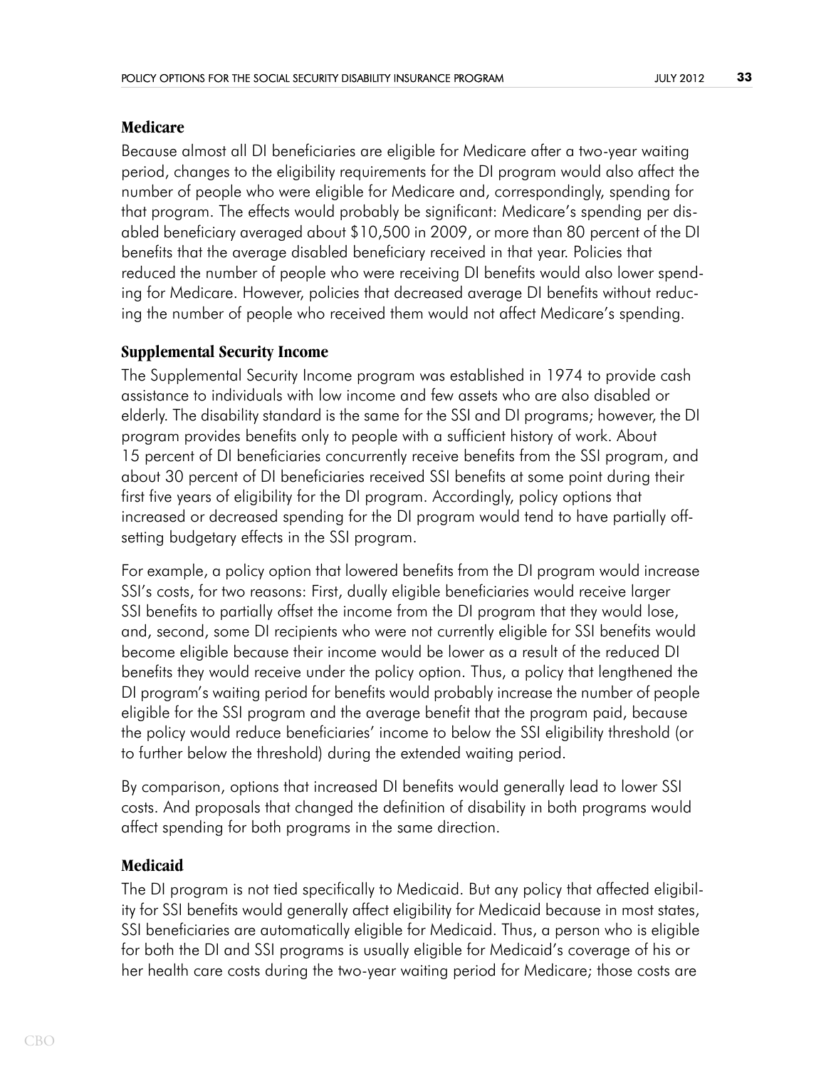### Medicare

Because almost all DI beneficiaries are eligible for Medicare after a two-year waiting period, changes to the eligibility requirements for the DI program would also affect the number of people who were eligible for Medicare and, correspondingly, spending for that program. The effects would probably be significant: Medicare's spending per disabled beneficiary averaged about $10,500 in 2009, or more than 80 percent of the DI benefits that the average disabled beneficiary received in that year. Policies that reduced the number of people who were receiving DI benefits would also lower spending for Medicare. However, policies that decreased average DI benefits without reducing the number of people who received them would not affect Medicare's spending.

### Supplemental Security Income

The Supplemental Security Income program was established in 1974 to provide cash assistance to individuals with low income and few assets who are also disabled or elderly. The disability standard is the same for the SSI and DI programs; however, the DI program provides benefits only to people with a sufficient history of work. About 15 percent of DI beneficiaries concurrently receive benefits from the SSI program, and about 30 percent of DI beneficiaries received SSI benefits at some point during their first five years of eligibility for the DI program. Accordingly, policy options that increased or decreased spending for the DI program would tend to have partially offsetting budgetary effects in the SSI program.

For example, a policy option that lowered benefits from the DI program would increase SSI's costs, for two reasons: First, dually eligible beneficiaries would receive larger SSI benefits to partially offset the income from the DI program that they would lose, and, second, some DI recipients who were not currently eligible for SSI benefits would become eligible because their income would be lower as a result of the reduced DI benefits they would receive under the policy option. Thus, a policy that lengthened the DI program's waiting period for benefits would probably increase the number of people eligible for the SSI program and the average benefit that the program paid, because the policy would reduce beneficiaries' income to below the SSI eligibility threshold (or to further below the threshold) during the extended waiting period.

By comparison, options that increased DI benefits would generally lead to lower SSI costs. And proposals that changed the definition of disability in both programs would affect spending for both programs in the same direction.

### Medicaid

The DI program is not tied specifically to Medicaid. But any policy that affected eligibility for SSI benefits would generally affect eligibility for Medicaid because in most states, SSI beneficiaries are automatically eligible for Medicaid. Thus, a person who is eligible for both the DI and SSI programs is usually eligible for Medicaid's coverage of his or her health care costs during the two-year waiting period for Medicare; those costs are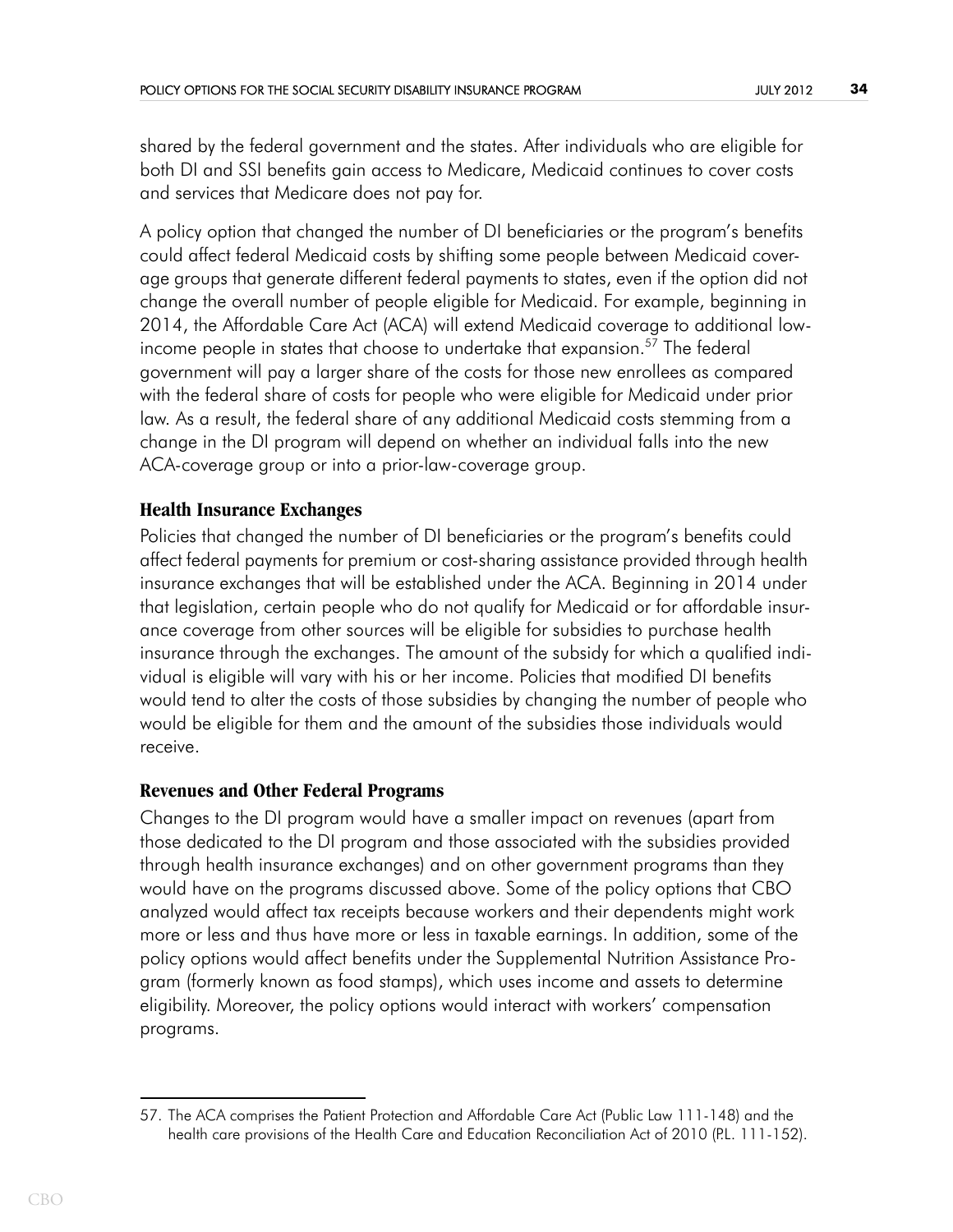shared by the federal government and the states. After individuals who are eligible for both DI and SSI benefits gain access to Medicare, Medicaid continues to cover costs and services that Medicare does not pay for.

A policy option that changed the number of DI beneficiaries or the program's benefits could affect federal Medicaid costs by shifting some people between Medicaid coverage groups that generate different federal payments to states, even if the option did not change the overall number of people eligible for Medicaid. For example, beginning in 2014, the Affordable Care Act (ACA) will extend Medicaid coverage to additional low-income people in states that choose to undertake that expansion.[57] The federal government will pay a larger share of the costs for those new enrollees as compared with the federal share of costs for people who were eligible for Medicaid under prior law. As a result, the federal share of any additional Medicaid costs stemming from a change in the DI program will depend on whether an individual falls into the new ACA-coverage group or into a prior-law-coverage group.

### Health Insurance Exchanges

Policies that changed the number of DI beneficiaries or the program's benefits could affect federal payments for premium or cost-sharing assistance provided through health insurance exchanges that will be established under the ACA. Beginning in 2014 under that legislation, certain people who do not qualify for Medicaid or for affordable insurance coverage from other sources will be eligible for subsidies to purchase health insurance through the exchanges. The amount of the subsidy for which a qualified individual is eligible will vary with his or her income. Policies that modified DI benefits would tend to alter the costs of those subsidies by changing the number of people who would be eligible for them and the amount of the subsidies those individuals would receive.

### Revenues and Other Federal Programs

Changes to the DI program would have a smaller impact on revenues (apart from those dedicated to the DI program and those associated with the subsidies provided through health insurance exchanges) and on other government programs than they would have on the programs discussed above. Some of the policy options that CBO analyzed would affect tax receipts because workers and their dependents might work more or less and thus have more or less in taxable earnings. In addition, some of the policy options would affect benefits under the Supplemental Nutrition Assistance Program (formerly known as food stamps), which uses income and assets to determine eligibility. Moreover, the policy options would interact with workers' compensation programs.

---

57. The ACA comprises the Patient Protection and Affordable Care Act (Public Law 111-148) and the health care provisions of the Health Care and Education Reconciliation Act of 2010 (P.L. 111-152).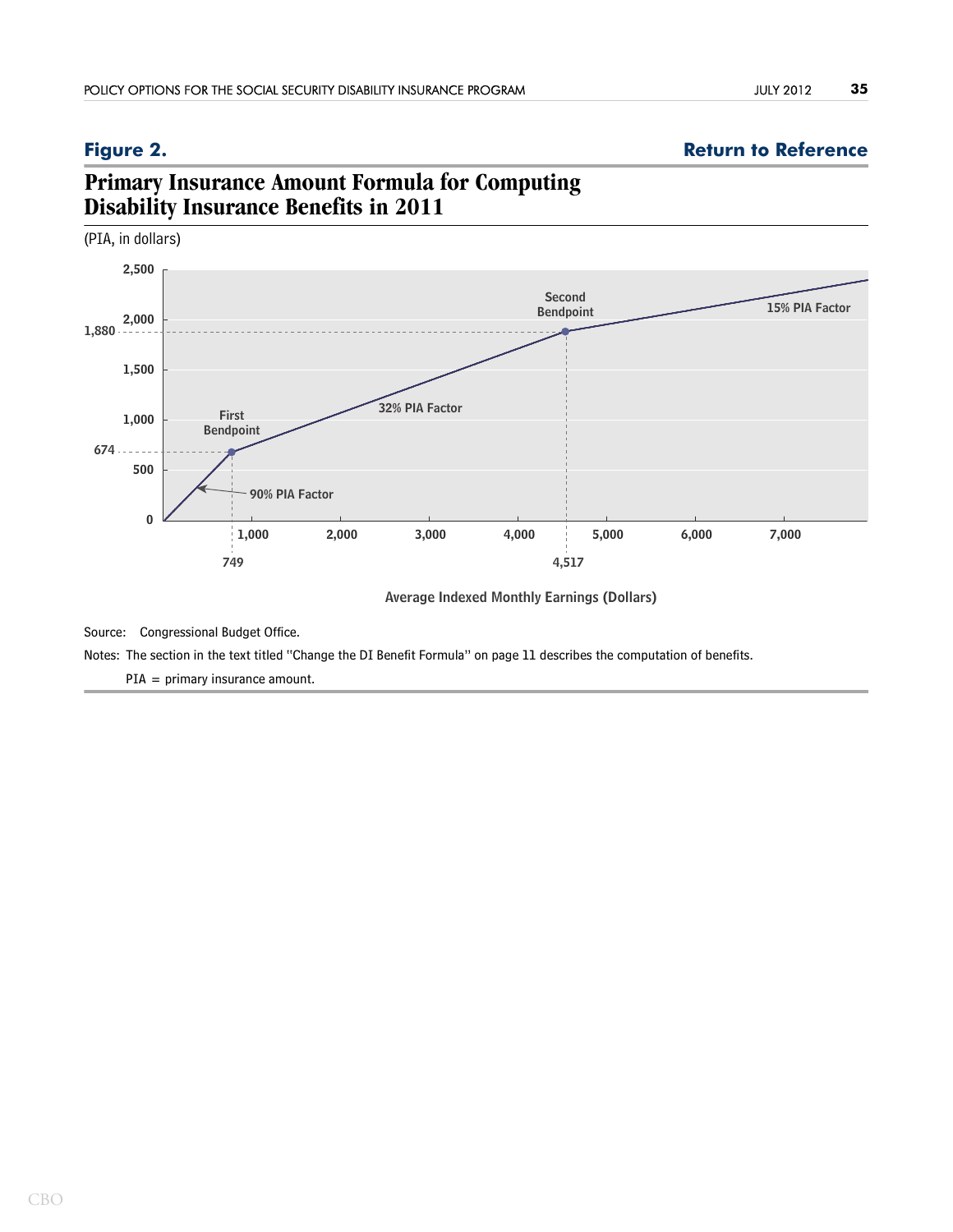## Figure 2.

**Return to Reference**

# Primary Insurance Amount Formula for Computing Disability Insurance Benefits in 2011

(PIA, in dollars)

2,500
2,000
1,880
1,500
1,000
674
500
0

Second Bendpoint
15% PIA Factor
32% PIA Factor
First Bendpoint
90% PIA Factor

1,000
2,000
3,000
4,000
5,000
6,000
7,000
749
4,517

Average Indexed Monthly Earnings (Dollars)

Source: Congressional Budget Office.

Notes: The section in the text titled "Change the DI Benefit Formula" on page 11 describes the computation of benefits.

PIA = primary insurance amount.